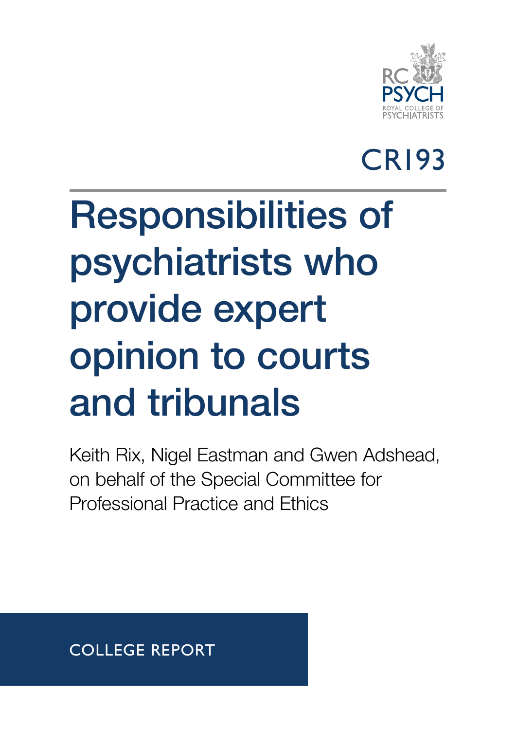RC PSYCH
ROYAL COLLEGE OF PSYCHIATRISTS

CR193

# Responsibilities of psychiatrists who provide expert opinion to courts and tribunals

Keith Rix, Nigel Eastman and Gwen Adshead, on behalf of the Special Committee for Professional Practice and Ethics

COLLEGE REPORT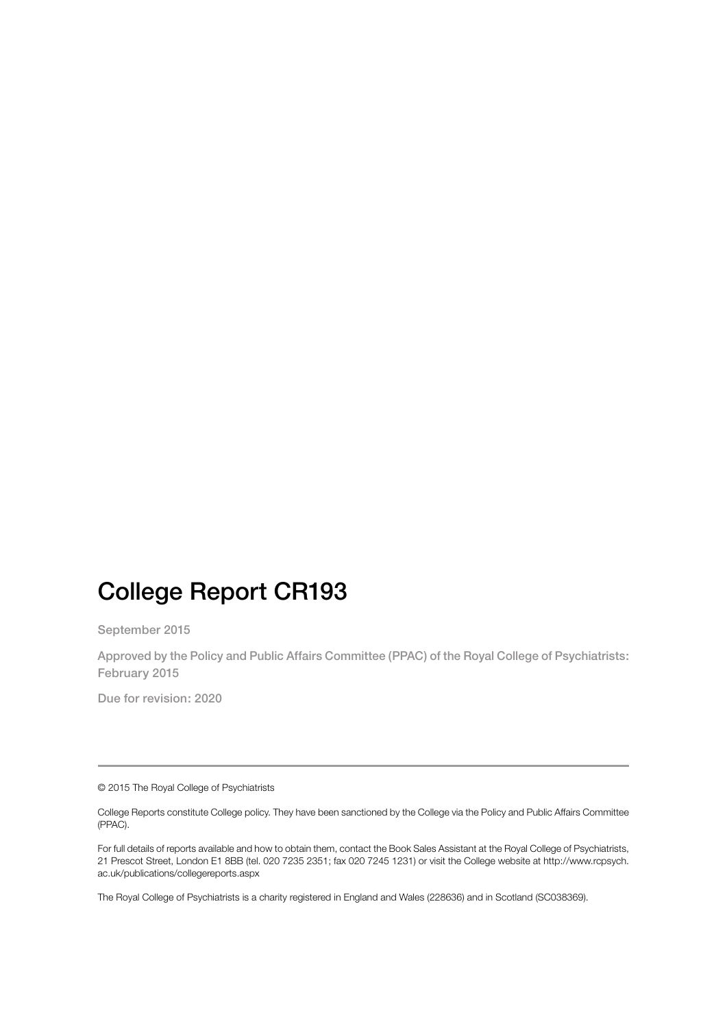# College Report CR193

September 2015

Approved by the Policy and Public Affairs Committee (PPAC) of the Royal College of Psychiatrists: February 2015

Due for revision: 2020

---

© 2015 The Royal College of Psychiatrists

College Reports constitute College policy. They have been sanctioned by the College via the Policy and Public Affairs Committee (PPAC).

For full details of reports available and how to obtain them, contact the Book Sales Assistant at the Royal College of Psychiatrists, 21 Prescot Street, London E1 8BB (tel. 020 7235 2351; fax 020 7245 1231) or visit the College website at http://www.rcpsych.ac.uk/publications/collegereports.aspx

The Royal College of Psychiatrists is a charity registered in England and Wales (228636) and in Scotland (SC038369).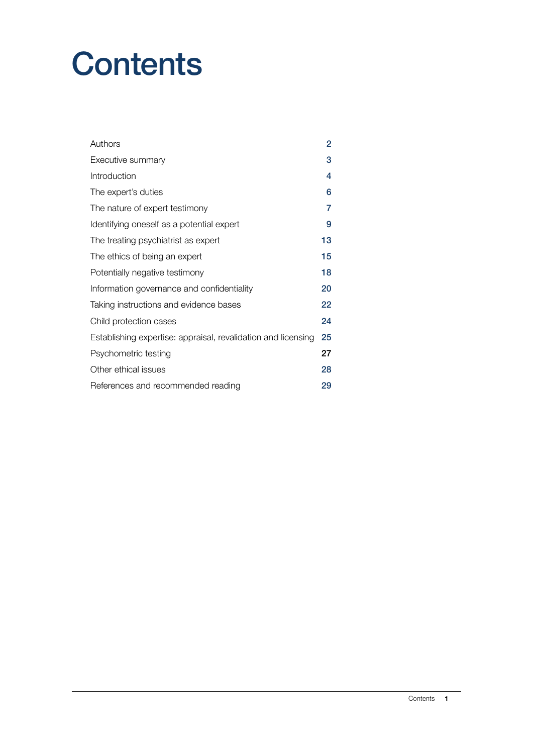# Contents

| | |
|---|---|
| Authors | 2 |
| Executive summary | 3 |
| Introduction | 4 |
| The expert's duties | 6 |
| The nature of expert testimony | 7 |
| Identifying oneself as a potential expert | 9 |
| The treating psychiatrist as expert | 13 |
| The ethics of being an expert | 15 |
| Potentially negative testimony | 18 |
| Information governance and confidentiality | 20 |
| Taking instructions and evidence bases | 22 |
| Child protection cases | 24 |
| Establishing expertise: appraisal, revalidation and licensing | 25 |
| Psychometric testing | 27 |
| Other ethical issues | 28 |
| References and recommended reading | 29 |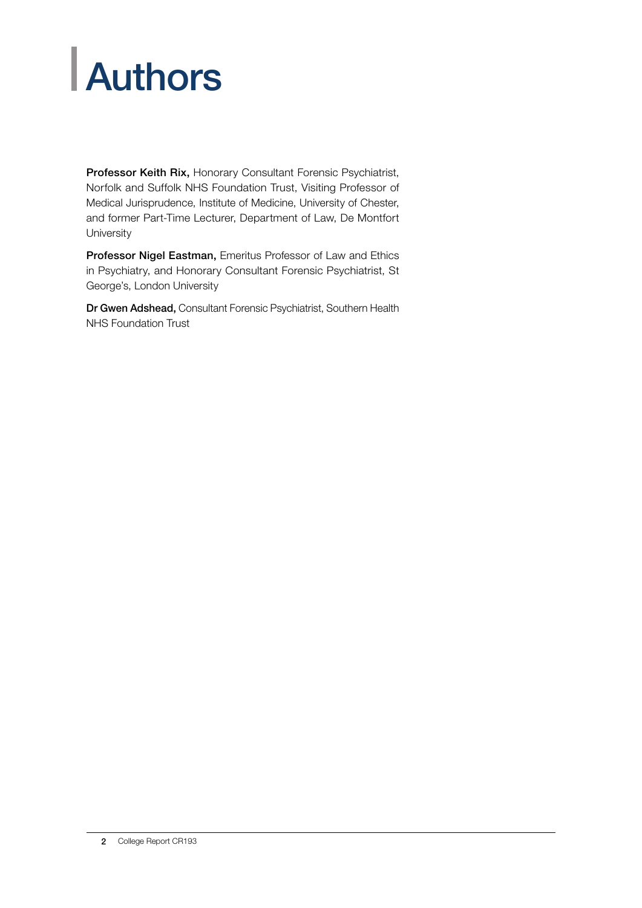# Authors

**Professor Keith Rix,** Honorary Consultant Forensic Psychiatrist, Norfolk and Suffolk NHS Foundation Trust, Visiting Professor of Medical Jurisprudence, Institute of Medicine, University of Chester, and former Part-Time Lecturer, Department of Law, De Montfort University

**Professor Nigel Eastman,** Emeritus Professor of Law and Ethics in Psychiatry, and Honorary Consultant Forensic Psychiatrist, St George's, London University

**Dr Gwen Adshead,** Consultant Forensic Psychiatrist, Southern Health NHS Foundation Trust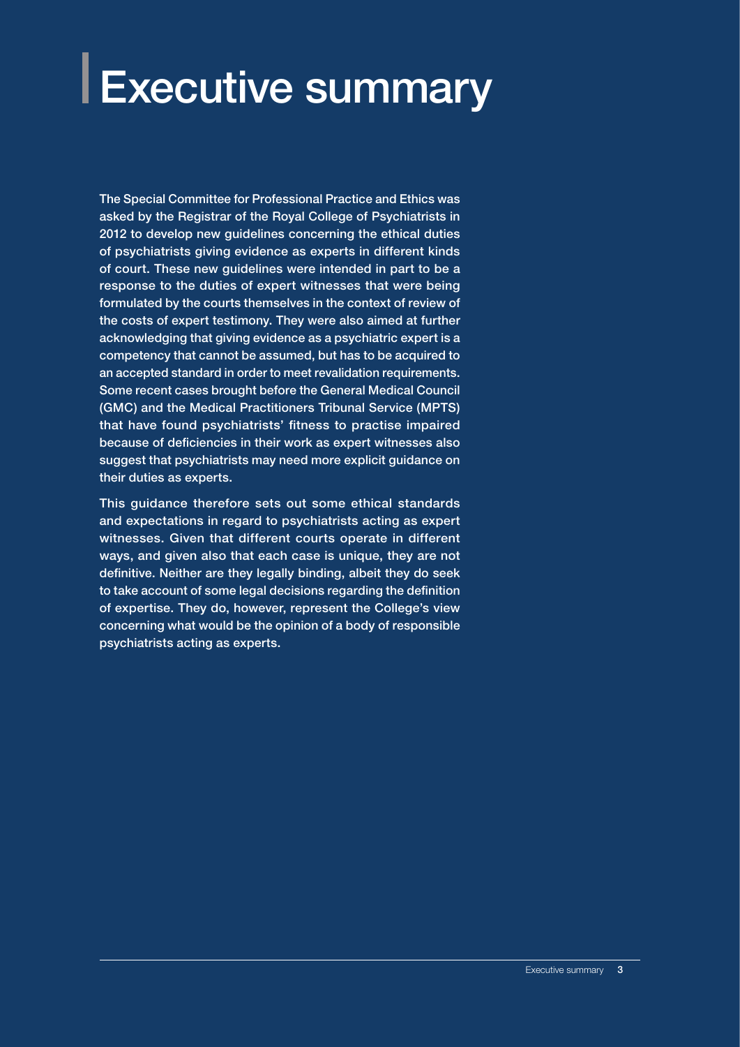# Executive summary

The Special Committee for Professional Practice and Ethics was asked by the Registrar of the Royal College of Psychiatrists in 2012 to develop new guidelines concerning the ethical duties of psychiatrists giving evidence as experts in different kinds of court. These new guidelines were intended in part to be a response to the duties of expert witnesses that were being formulated by the courts themselves in the context of review of the costs of expert testimony. They were also aimed at further acknowledging that giving evidence as a psychiatric expert is a competency that cannot be assumed, but has to be acquired to an accepted standard in order to meet revalidation requirements. Some recent cases brought before the General Medical Council (GMC) and the Medical Practitioners Tribunal Service (MPTS) that have found psychiatrists' fitness to practise impaired because of deficiencies in their work as expert witnesses also suggest that psychiatrists may need more explicit guidance on their duties as experts.

This guidance therefore sets out some ethical standards and expectations in regard to psychiatrists acting as expert witnesses. Given that different courts operate in different ways, and given also that each case is unique, they are not definitive. Neither are they legally binding, albeit they do seek to take account of some legal decisions regarding the definition of expertise. They do, however, represent the College's view concerning what would be the opinion of a body of responsible psychiatrists acting as experts.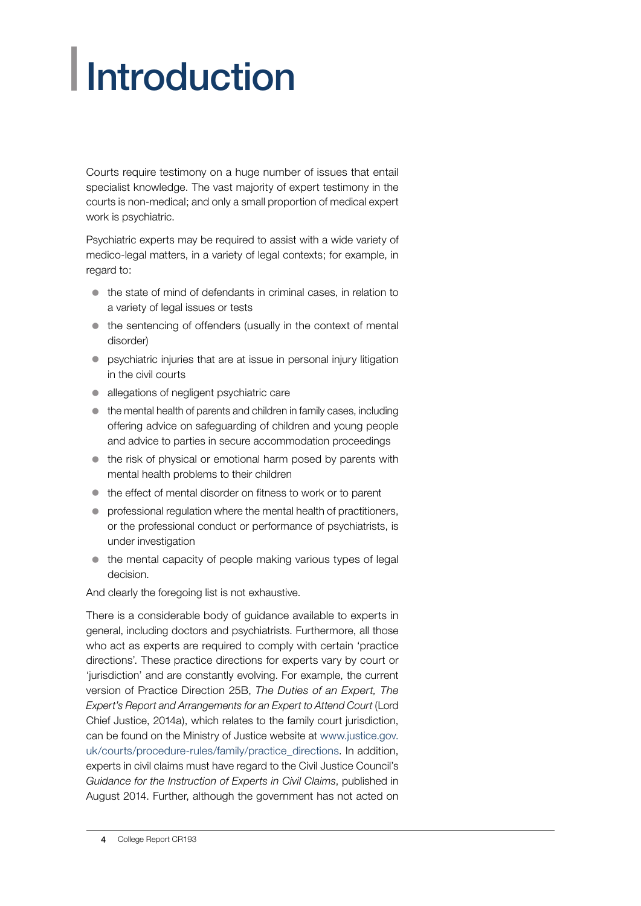# Introduction

Courts require testimony on a huge number of issues that entail specialist knowledge. The vast majority of expert testimony in the courts is non-medical; and only a small proportion of medical expert work is psychiatric.

Psychiatric experts may be required to assist with a wide variety of medico-legal matters, in a variety of legal contexts; for example, in regard to:

- the state of mind of defendants in criminal cases, in relation to a variety of legal issues or tests
- the sentencing of offenders (usually in the context of mental disorder)
- psychiatric injuries that are at issue in personal injury litigation in the civil courts
- allegations of negligent psychiatric care
- the mental health of parents and children in family cases, including offering advice on safeguarding of children and young people and advice to parties in secure accommodation proceedings
- the risk of physical or emotional harm posed by parents with mental health problems to their children
- the effect of mental disorder on fitness to work or to parent
- professional regulation where the mental health of practitioners, or the professional conduct or performance of psychiatrists, is under investigation
- the mental capacity of people making various types of legal decision.

And clearly the foregoing list is not exhaustive.

There is a considerable body of guidance available to experts in general, including doctors and psychiatrists. Furthermore, all those who act as experts are required to comply with certain 'practice directions'. These practice directions for experts vary by court or 'jurisdiction' and are constantly evolving. For example, the current version of Practice Direction 25B, *The Duties of an Expert, The Expert's Report and Arrangements for an Expert to Attend Court* (Lord Chief Justice, 2014a), which relates to the family court jurisdiction, can be found on the Ministry of Justice website at www.justice.gov.uk/courts/procedure-rules/family/practice_directions. In addition, experts in civil claims must have regard to the Civil Justice Council's *Guidance for the Instruction of Experts in Civil Claims*, published in August 2014. Further, although the government has not acted on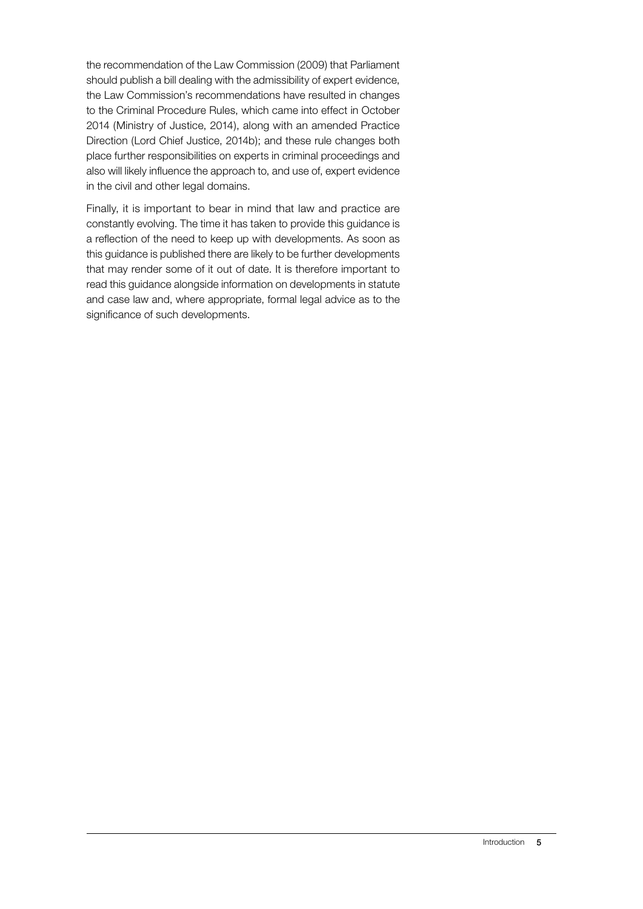the recommendation of the Law Commission (2009) that Parliament should publish a bill dealing with the admissibility of expert evidence, the Law Commission's recommendations have resulted in changes to the Criminal Procedure Rules, which came into effect in October 2014 (Ministry of Justice, 2014), along with an amended Practice Direction (Lord Chief Justice, 2014b); and these rule changes both place further responsibilities on experts in criminal proceedings and also will likely influence the approach to, and use of, expert evidence in the civil and other legal domains.

Finally, it is important to bear in mind that law and practice are constantly evolving. The time it has taken to provide this guidance is a reflection of the need to keep up with developments. As soon as this guidance is published there are likely to be further developments that may render some of it out of date. It is therefore important to read this guidance alongside information on developments in statute and case law and, where appropriate, formal legal advice as to the significance of such developments.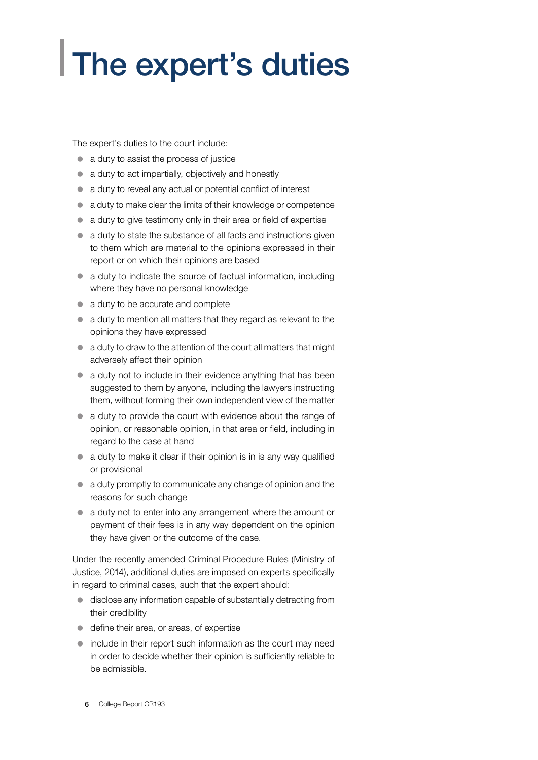# The expert's duties

The expert's duties to the court include:

- a duty to assist the process of justice
- a duty to act impartially, objectively and honestly
- a duty to reveal any actual or potential conflict of interest
- a duty to make clear the limits of their knowledge or competence
- a duty to give testimony only in their area or field of expertise
- a duty to state the substance of all facts and instructions given to them which are material to the opinions expressed in their report or on which their opinions are based
- a duty to indicate the source of factual information, including where they have no personal knowledge
- a duty to be accurate and complete
- a duty to mention all matters that they regard as relevant to the opinions they have expressed
- a duty to draw to the attention of the court all matters that might adversely affect their opinion
- a duty not to include in their evidence anything that has been suggested to them by anyone, including the lawyers instructing them, without forming their own independent view of the matter
- a duty to provide the court with evidence about the range of opinion, or reasonable opinion, in that area or field, including in regard to the case at hand
- a duty to make it clear if their opinion is in is any way qualified or provisional
- a duty promptly to communicate any change of opinion and the reasons for such change
- a duty not to enter into any arrangement where the amount or payment of their fees is in any way dependent on the opinion they have given or the outcome of the case.

Under the recently amended Criminal Procedure Rules (Ministry of Justice, 2014), additional duties are imposed on experts specifically in regard to criminal cases, such that the expert should:

- disclose any information capable of substantially detracting from their credibility
- define their area, or areas, of expertise
- include in their report such information as the court may need in order to decide whether their opinion is sufficiently reliable to be admissible.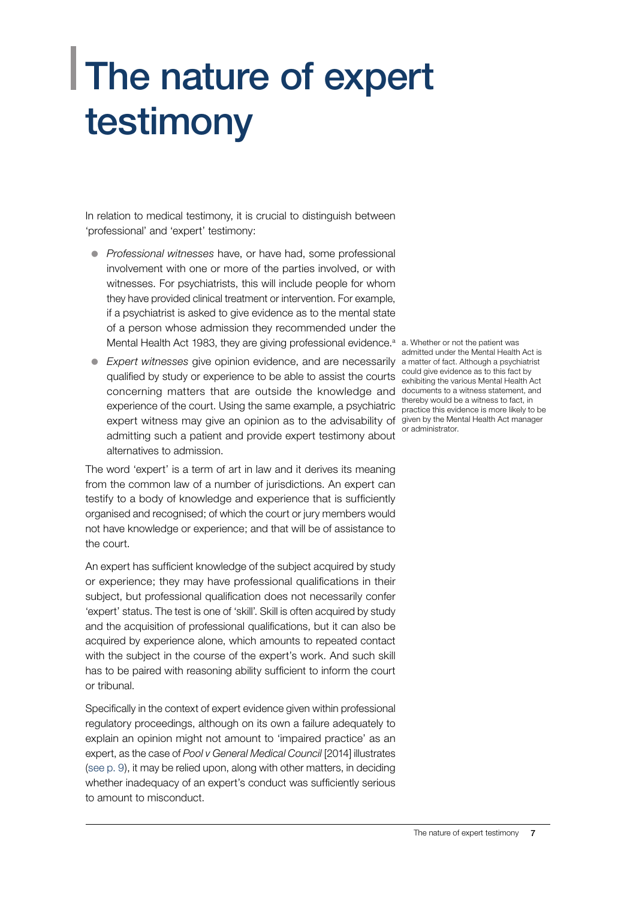# The nature of expert testimony

In relation to medical testimony, it is crucial to distinguish between 'professional' and 'expert' testimony:

- *Professional witnesses* have, or have had, some professional involvement with one or more of the parties involved, or with witnesses. For psychiatrists, this will include people for whom they have provided clinical treatment or intervention. For example, if a psychiatrist is asked to give evidence as to the mental state of a person whose admission they recommended under the Mental Health Act 1983, they are giving professional evidence.[a]
- *Expert witnesses* give opinion evidence, and are necessarily qualified by study or experience to be able to assist the courts concerning matters that are outside the knowledge and experience of the court. Using the same example, a psychiatric expert witness may give an opinion as to the advisability of admitting such a patient and provide expert testimony about alternatives to admission.

a. Whether or not the patient was admitted under the Mental Health Act is a matter of fact. Although a psychiatrist could give evidence as to this fact by exhibiting the various Mental Health Act documents to a witness statement, and thereby would be a witness to fact, in practice this evidence is more likely to be given by the Mental Health Act manager or administrator.

The word 'expert' is a term of art in law and it derives its meaning from the common law of a number of jurisdictions. An expert can testify to a body of knowledge and experience that is sufficiently organised and recognised; of which the court or jury members would not have knowledge or experience; and that will be of assistance to the court.

An expert has sufficient knowledge of the subject acquired by study or experience; they may have professional qualifications in their subject, but professional qualification does not necessarily confer 'expert' status. The test is one of 'skill'. Skill is often acquired by study and the acquisition of professional qualifications, but it can also be acquired by experience alone, which amounts to repeated contact with the subject in the course of the expert's work. And such skill has to be paired with reasoning ability sufficient to inform the court or tribunal.

Specifically in the context of expert evidence given within professional regulatory proceedings, although on its own a failure adequately to explain an opinion might not amount to 'impaired practice' as an expert, as the case of *Pool v General Medical Council* [2014] illustrates (see p. 9), it may be relied upon, along with other matters, in deciding whether inadequacy of an expert's conduct was sufficiently serious to amount to misconduct.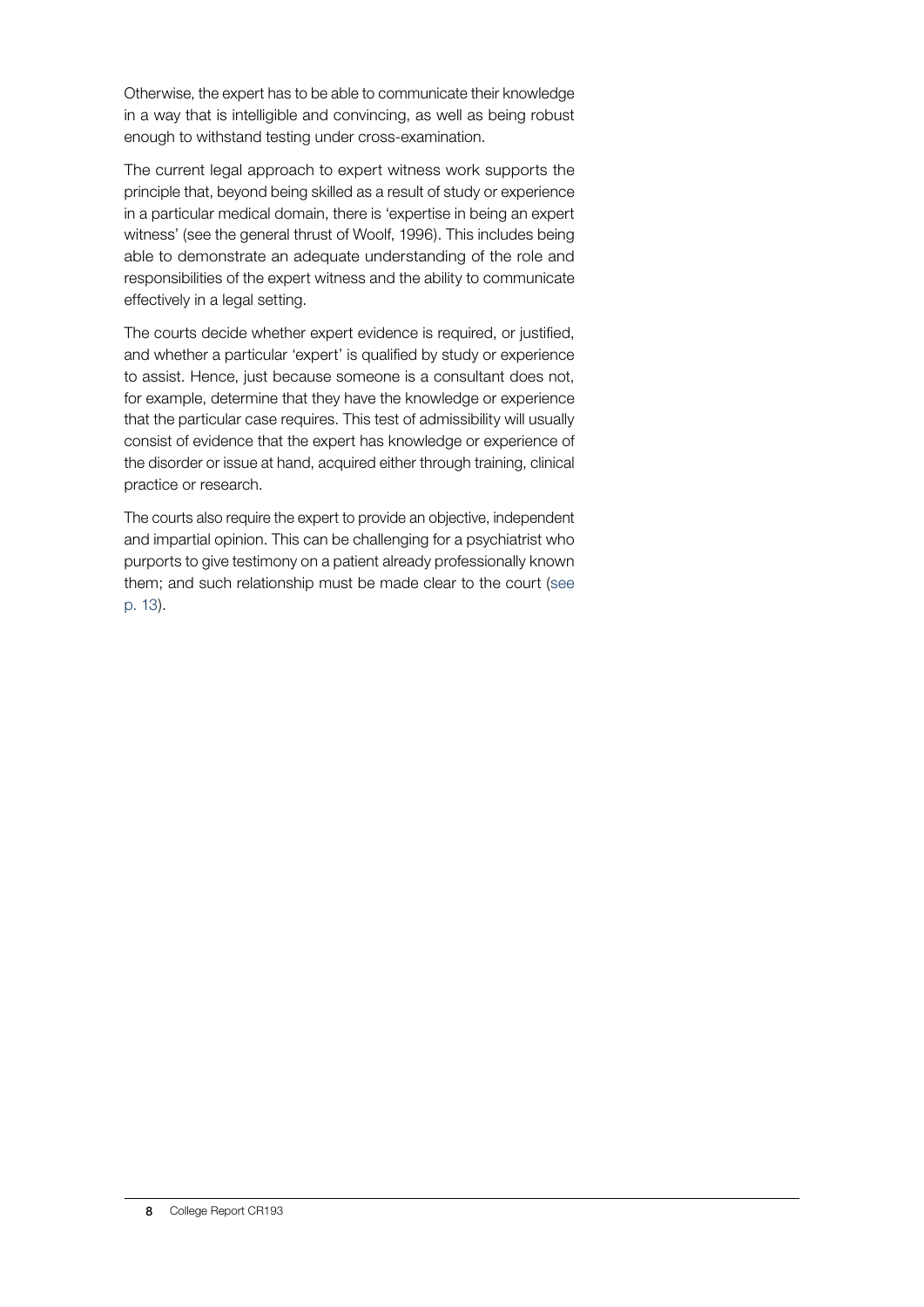Otherwise, the expert has to be able to communicate their knowledge in a way that is intelligible and convincing, as well as being robust enough to withstand testing under cross-examination.

The current legal approach to expert witness work supports the principle that, beyond being skilled as a result of study or experience in a particular medical domain, there is 'expertise in being an expert witness' (see the general thrust of Woolf, 1996). This includes being able to demonstrate an adequate understanding of the role and responsibilities of the expert witness and the ability to communicate effectively in a legal setting.

The courts decide whether expert evidence is required, or justified, and whether a particular 'expert' is qualified by study or experience to assist. Hence, just because someone is a consultant does not, for example, determine that they have the knowledge or experience that the particular case requires. This test of admissibility will usually consist of evidence that the expert has knowledge or experience of the disorder or issue at hand, acquired either through training, clinical practice or research.

The courts also require the expert to provide an objective, independent and impartial opinion. This can be challenging for a psychiatrist who purports to give testimony on a patient already professionally known them; and such relationship must be made clear to the court (see p. 13).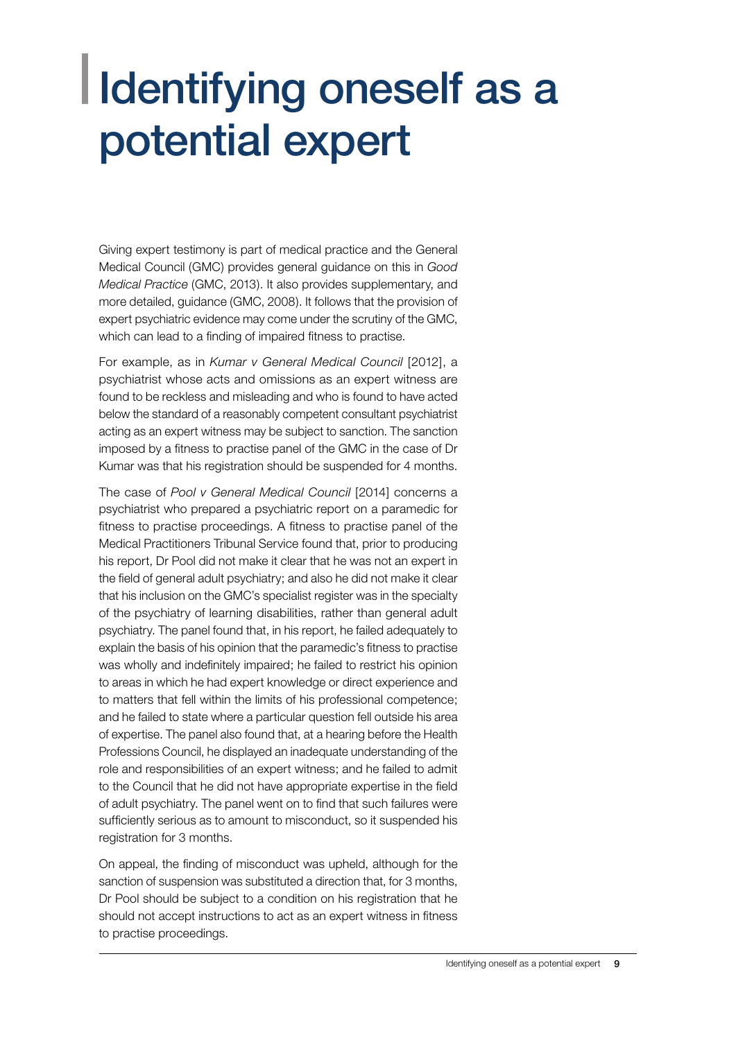# Identifying oneself as a potential expert

Giving expert testimony is part of medical practice and the General Medical Council (GMC) provides general guidance on this in *Good Medical Practice* (GMC, 2013). It also provides supplementary, and more detailed, guidance (GMC, 2008). It follows that the provision of expert psychiatric evidence may come under the scrutiny of the GMC, which can lead to a finding of impaired fitness to practise.

For example, as in *Kumar v General Medical Council* [2012], a psychiatrist whose acts and omissions as an expert witness are found to be reckless and misleading and who is found to have acted below the standard of a reasonably competent consultant psychiatrist acting as an expert witness may be subject to sanction. The sanction imposed by a fitness to practise panel of the GMC in the case of Dr Kumar was that his registration should be suspended for 4 months.

The case of *Pool v General Medical Council* [2014] concerns a psychiatrist who prepared a psychiatric report on a paramedic for fitness to practise proceedings. A fitness to practise panel of the Medical Practitioners Tribunal Service found that, prior to producing his report, Dr Pool did not make it clear that he was not an expert in the field of general adult psychiatry; and also he did not make it clear that his inclusion on the GMC's specialist register was in the specialty of the psychiatry of learning disabilities, rather than general adult psychiatry. The panel found that, in his report, he failed adequately to explain the basis of his opinion that the paramedic's fitness to practise was wholly and indefinitely impaired; he failed to restrict his opinion to areas in which he had expert knowledge or direct experience and to matters that fell within the limits of his professional competence; and he failed to state where a particular question fell outside his area of expertise. The panel also found that, at a hearing before the Health Professions Council, he displayed an inadequate understanding of the role and responsibilities of an expert witness; and he failed to admit to the Council that he did not have appropriate expertise in the field of adult psychiatry. The panel went on to find that such failures were sufficiently serious as to amount to misconduct, so it suspended his registration for 3 months.

On appeal, the finding of misconduct was upheld, although for the sanction of suspension was substituted a direction that, for 3 months, Dr Pool should be subject to a condition on his registration that he should not accept instructions to act as an expert witness in fitness to practise proceedings.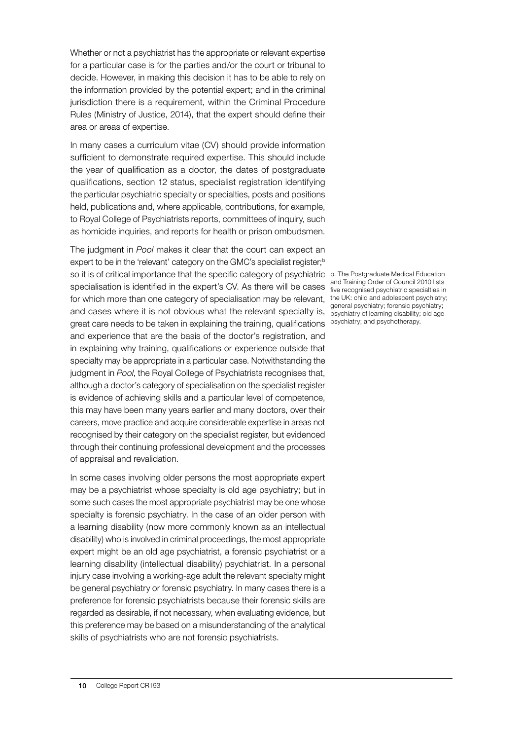Whether or not a psychiatrist has the appropriate or relevant expertise for a particular case is for the parties and/or the court or tribunal to decide. However, in making this decision it has to be able to rely on the information provided by the potential expert; and in the criminal jurisdiction there is a requirement, within the Criminal Procedure Rules (Ministry of Justice, 2014), that the expert should define their area or areas of expertise.

In many cases a curriculum vitae (CV) should provide information sufficient to demonstrate required expertise. This should include the year of qualification as a doctor, the dates of postgraduate qualifications, section 12 status, specialist registration identifying the particular psychiatric specialty or specialties, posts and positions held, publications and, where applicable, contributions, for example, to Royal College of Psychiatrists reports, committees of inquiry, such as homicide inquiries, and reports for health or prison ombudsmen.

The judgment in *Pool* makes it clear that the court can expect an expert to be in the 'relevant' category on the GMC's specialist register;[b] so it is of critical importance that the specific category of psychiatric specialisation is identified in the expert's CV. As there will be cases for which more than one category of specialisation may be relevant, and cases where it is not obvious what the relevant specialty is, great care needs to be taken in explaining the training, qualifications and experience that are the basis of the doctor's registration, and in explaining why training, qualifications or experience outside that specialty may be appropriate in a particular case. Notwithstanding the judgment in *Pool*, the Royal College of Psychiatrists recognises that, although a doctor's category of specialisation on the specialist register is evidence of achieving skills and a particular level of competence, this may have been many years earlier and many doctors, over their careers, move practice and acquire considerable expertise in areas not recognised by their category on the specialist register, but evidenced through their continuing professional development and the processes of appraisal and revalidation.

b. The Postgraduate Medical Education and Training Order of Council 2010 lists five recognised psychiatric specialties in the UK: child and adolescent psychiatry; general psychiatry; forensic psychiatry; psychiatry of learning disability; old age psychiatry; and psychotherapy.

In some cases involving older persons the most appropriate expert may be a psychiatrist whose specialty is old age psychiatry; but in some such cases the most appropriate psychiatrist may be one whose specialty is forensic psychiatry. In the case of an older person with a learning disability (now more commonly known as an intellectual disability) who is involved in criminal proceedings, the most appropriate expert might be an old age psychiatrist, a forensic psychiatrist or a learning disability (intellectual disability) psychiatrist. In a personal injury case involving a working-age adult the relevant specialty might be general psychiatry or forensic psychiatry. In many cases there is a preference for forensic psychiatrists because their forensic skills are regarded as desirable, if not necessary, when evaluating evidence, but this preference may be based on a misunderstanding of the analytical skills of psychiatrists who are not forensic psychiatrists.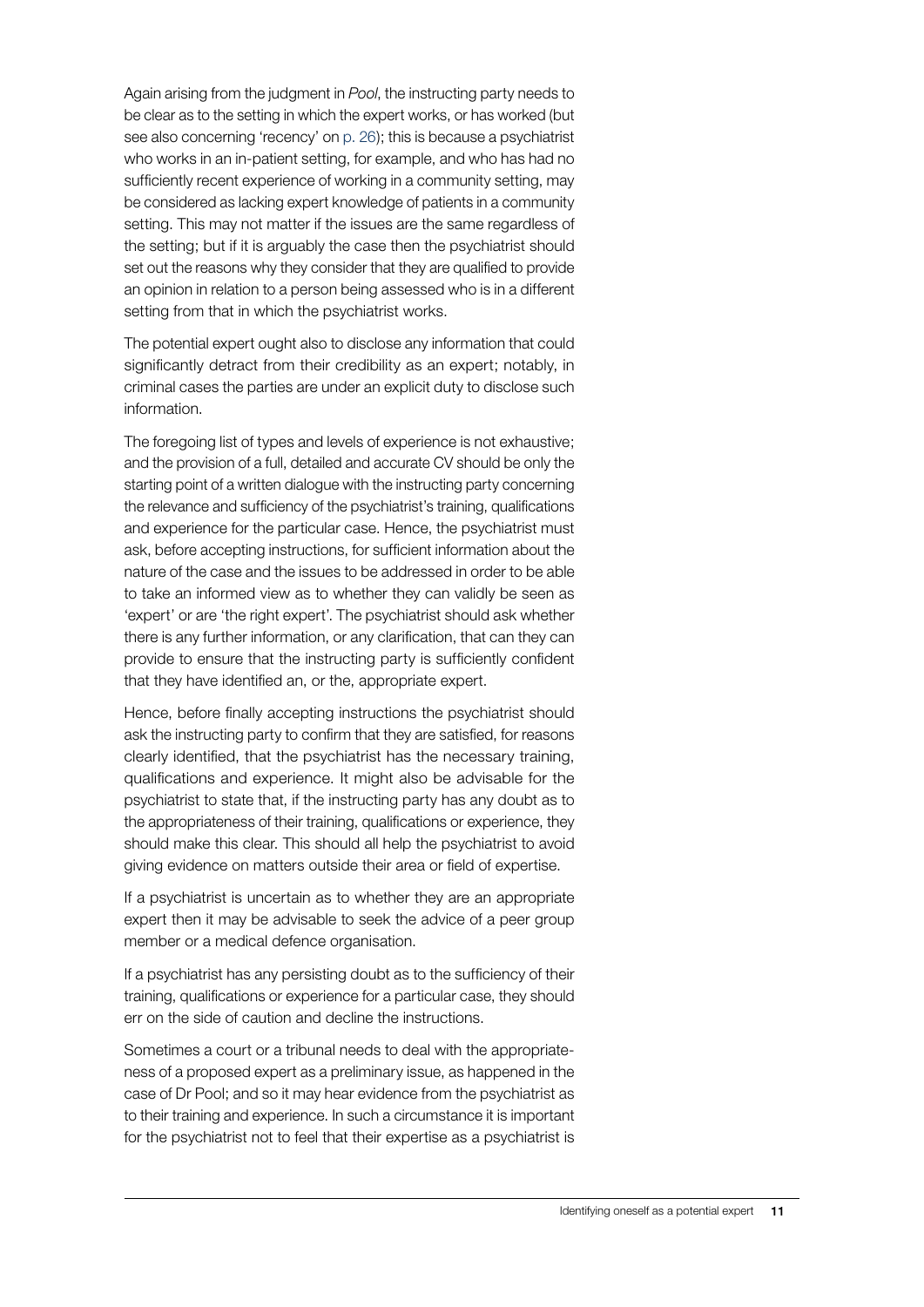Again arising from the judgment in *Pool*, the instructing party needs to be clear as to the setting in which the expert works, or has worked (but see also concerning 'recency' on p. 26); this is because a psychiatrist who works in an in-patient setting, for example, and who has had no sufficiently recent experience of working in a community setting, may be considered as lacking expert knowledge of patients in a community setting. This may not matter if the issues are the same regardless of the setting; but if it is arguably the case then the psychiatrist should set out the reasons why they consider that they are qualified to provide an opinion in relation to a person being assessed who is in a different setting from that in which the psychiatrist works.

The potential expert ought also to disclose any information that could significantly detract from their credibility as an expert; notably, in criminal cases the parties are under an explicit duty to disclose such information.

The foregoing list of types and levels of experience is not exhaustive; and the provision of a full, detailed and accurate CV should be only the starting point of a written dialogue with the instructing party concerning the relevance and sufficiency of the psychiatrist's training, qualifications and experience for the particular case. Hence, the psychiatrist must ask, before accepting instructions, for sufficient information about the nature of the case and the issues to be addressed in order to be able to take an informed view as to whether they can validly be seen as 'expert' or are 'the right expert'. The psychiatrist should ask whether there is any further information, or any clarification, that can they can provide to ensure that the instructing party is sufficiently confident that they have identified an, or the, appropriate expert.

Hence, before finally accepting instructions the psychiatrist should ask the instructing party to confirm that they are satisfied, for reasons clearly identified, that the psychiatrist has the necessary training, qualifications and experience. It might also be advisable for the psychiatrist to state that, if the instructing party has any doubt as to the appropriateness of their training, qualifications or experience, they should make this clear. This should all help the psychiatrist to avoid giving evidence on matters outside their area or field of expertise.

If a psychiatrist is uncertain as to whether they are an appropriate expert then it may be advisable to seek the advice of a peer group member or a medical defence organisation.

If a psychiatrist has any persisting doubt as to the sufficiency of their training, qualifications or experience for a particular case, they should err on the side of caution and decline the instructions.

Sometimes a court or a tribunal needs to deal with the appropriateness of a proposed expert as a preliminary issue, as happened in the case of Dr Pool; and so it may hear evidence from the psychiatrist as to their training and experience. In such a circumstance it is important for the psychiatrist not to feel that their expertise as a psychiatrist is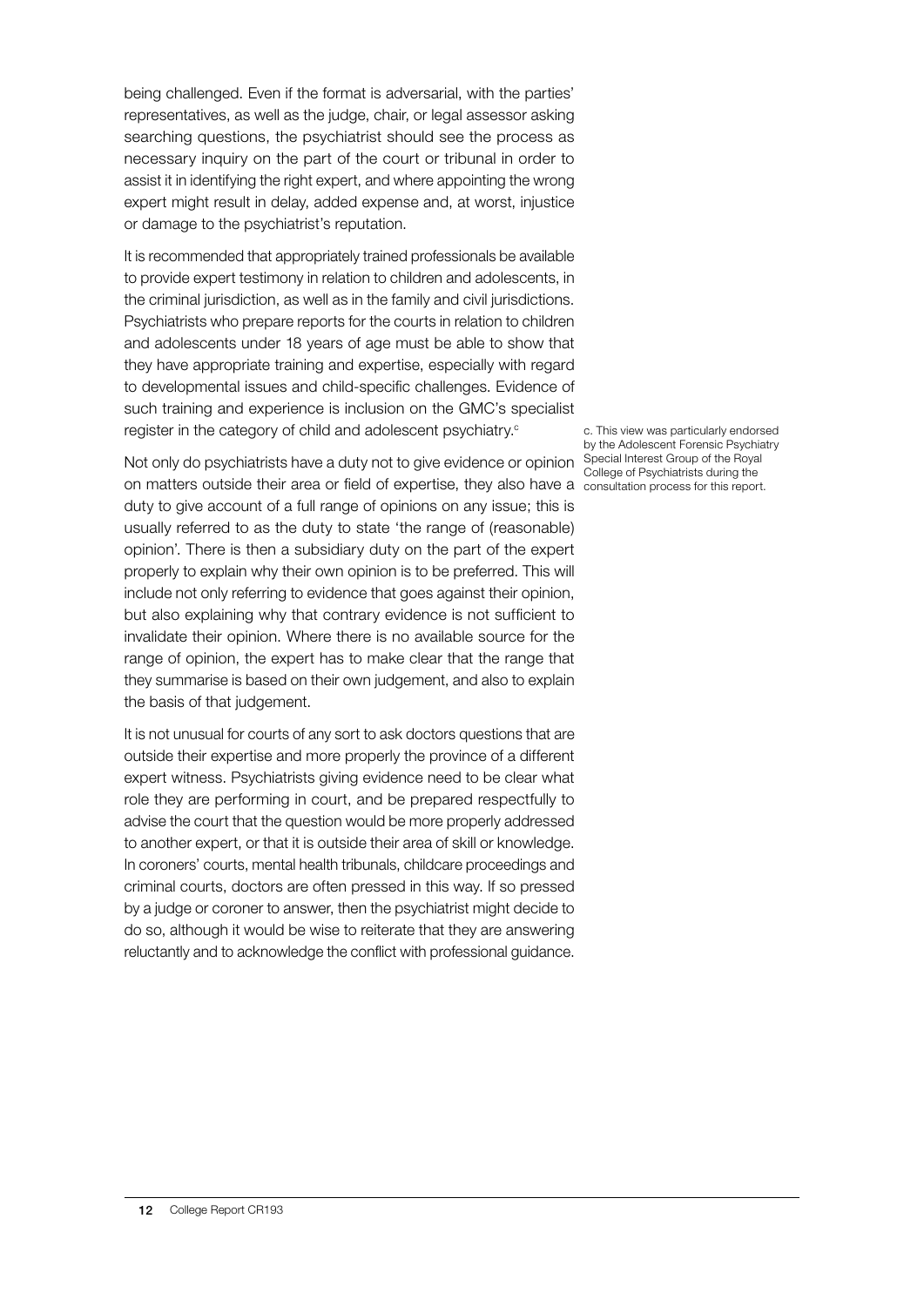being challenged. Even if the format is adversarial, with the parties' representatives, as well as the judge, chair, or legal assessor asking searching questions, the psychiatrist should see the process as necessary inquiry on the part of the court or tribunal in order to assist it in identifying the right expert, and where appointing the wrong expert might result in delay, added expense and, at worst, injustice or damage to the psychiatrist's reputation.

It is recommended that appropriately trained professionals be available to provide expert testimony in relation to children and adolescents, in the criminal jurisdiction, as well as in the family and civil jurisdictions. Psychiatrists who prepare reports for the courts in relation to children and adolescents under 18 years of age must be able to show that they have appropriate training and expertise, especially with regard to developmental issues and child-specific challenges. Evidence of such training and experience is inclusion on the GMC's specialist register in the category of child and adolescent psychiatry.[c]

Not only do psychiatrists have a duty not to give evidence or opinion on matters outside their area or field of expertise, they also have a duty to give account of a full range of opinions on any issue; this is usually referred to as the duty to state 'the range of (reasonable) opinion'. There is then a subsidiary duty on the part of the expert properly to explain why their own opinion is to be preferred. This will include not only referring to evidence that goes against their opinion, but also explaining why that contrary evidence is not sufficient to invalidate their opinion. Where there is no available source for the range of opinion, the expert has to make clear that the range that they summarise is based on their own judgement, and also to explain the basis of that judgement.

It is not unusual for courts of any sort to ask doctors questions that are outside their expertise and more properly the province of a different expert witness. Psychiatrists giving evidence need to be clear what role they are performing in court, and be prepared respectfully to advise the court that the question would be more properly addressed to another expert, or that it is outside their area of skill or knowledge. In coroners' courts, mental health tribunals, childcare proceedings and criminal courts, doctors are often pressed in this way. If so pressed by a judge or coroner to answer, then the psychiatrist might decide to do so, although it would be wise to reiterate that they are answering reluctantly and to acknowledge the conflict with professional guidance.

c. This view was particularly endorsed by the Adolescent Forensic Psychiatry Special Interest Group of the Royal College of Psychiatrists during the consultation process for this report.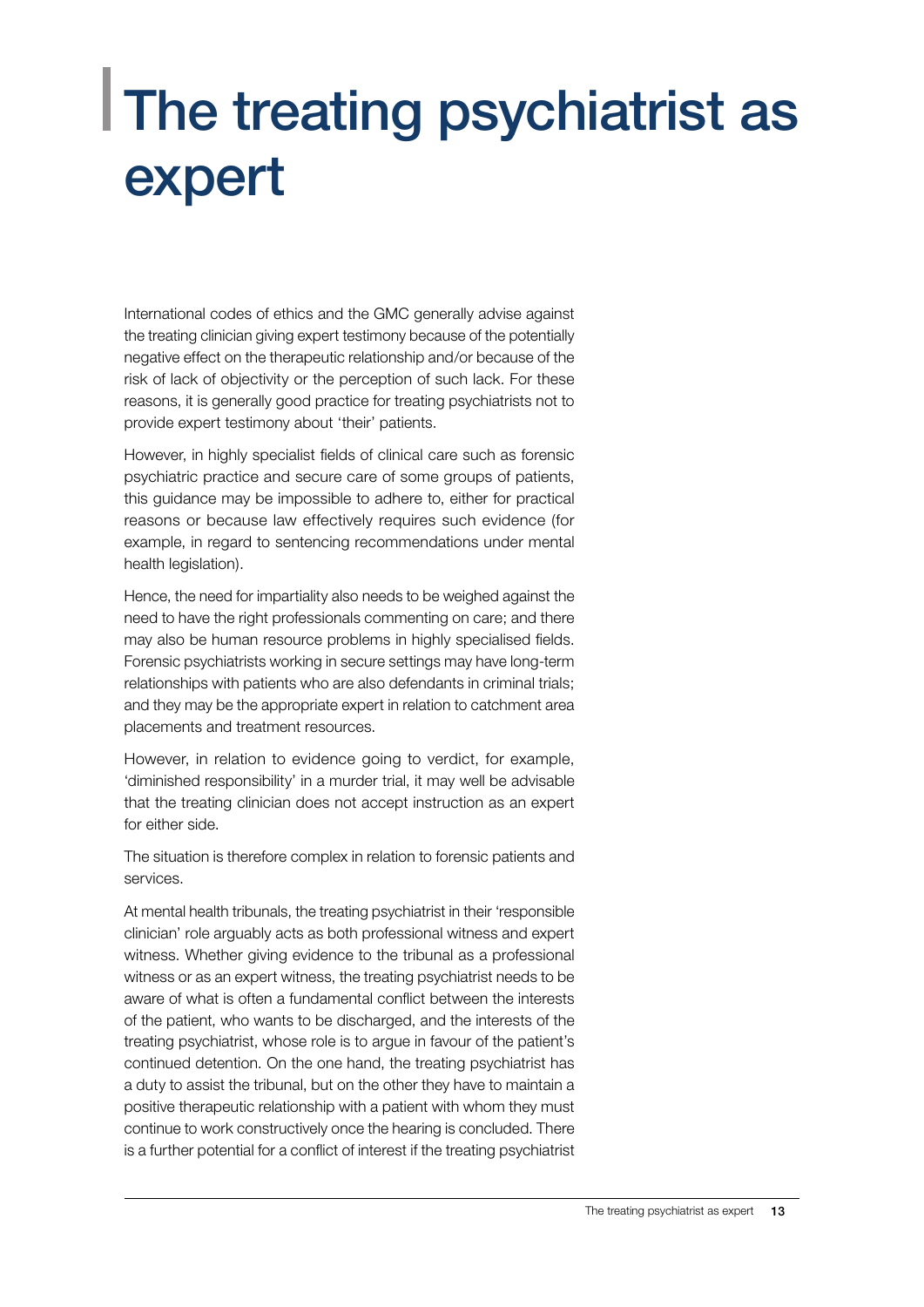# The treating psychiatrist as expert

International codes of ethics and the GMC generally advise against the treating clinician giving expert testimony because of the potentially negative effect on the therapeutic relationship and/or because of the risk of lack of objectivity or the perception of such lack. For these reasons, it is generally good practice for treating psychiatrists not to provide expert testimony about 'their' patients.

However, in highly specialist fields of clinical care such as forensic psychiatric practice and secure care of some groups of patients, this guidance may be impossible to adhere to, either for practical reasons or because law effectively requires such evidence (for example, in regard to sentencing recommendations under mental health legislation).

Hence, the need for impartiality also needs to be weighed against the need to have the right professionals commenting on care; and there may also be human resource problems in highly specialised fields. Forensic psychiatrists working in secure settings may have long-term relationships with patients who are also defendants in criminal trials; and they may be the appropriate expert in relation to catchment area placements and treatment resources.

However, in relation to evidence going to verdict, for example, 'diminished responsibility' in a murder trial, it may well be advisable that the treating clinician does not accept instruction as an expert for either side.

The situation is therefore complex in relation to forensic patients and services.

At mental health tribunals, the treating psychiatrist in their 'responsible clinician' role arguably acts as both professional witness and expert witness. Whether giving evidence to the tribunal as a professional witness or as an expert witness, the treating psychiatrist needs to be aware of what is often a fundamental conflict between the interests of the patient, who wants to be discharged, and the interests of the treating psychiatrist, whose role is to argue in favour of the patient's continued detention. On the one hand, the treating psychiatrist has a duty to assist the tribunal, but on the other they have to maintain a positive therapeutic relationship with a patient with whom they must continue to work constructively once the hearing is concluded. There is a further potential for a conflict of interest if the treating psychiatrist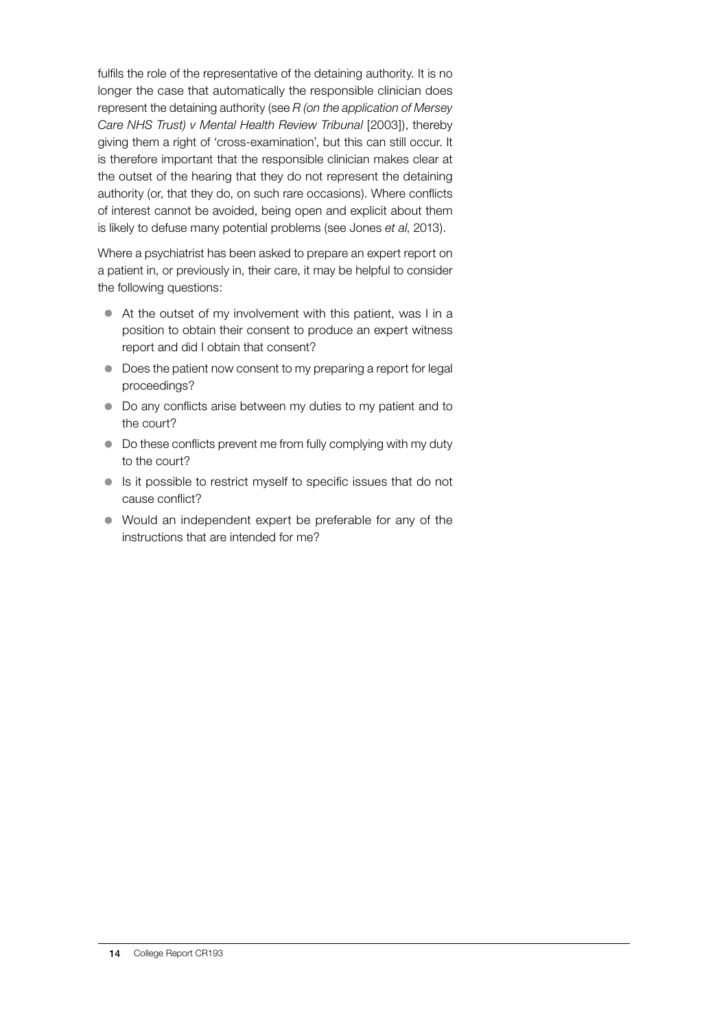fulfils the role of the representative of the detaining authority. It is no longer the case that automatically the responsible clinician does represent the detaining authority (see *R (on the application of Mersey Care NHS Trust) v Mental Health Review Tribunal* [2003]), thereby giving them a right of 'cross-examination', but this can still occur. It is therefore important that the responsible clinician makes clear at the outset of the hearing that they do not represent the detaining authority (or, that they do, on such rare occasions). Where conflicts of interest cannot be avoided, being open and explicit about them is likely to defuse many potential problems (see Jones *et al*, 2013).

Where a psychiatrist has been asked to prepare an expert report on a patient in, or previously in, their care, it may be helpful to consider the following questions:

- At the outset of my involvement with this patient, was I in a position to obtain their consent to produce an expert witness report and did I obtain that consent?
- Does the patient now consent to my preparing a report for legal proceedings?
- Do any conflicts arise between my duties to my patient and to the court?
- Do these conflicts prevent me from fully complying with my duty to the court?
- Is it possible to restrict myself to specific issues that do not cause conflict?
- Would an independent expert be preferable for any of the instructions that are intended for me?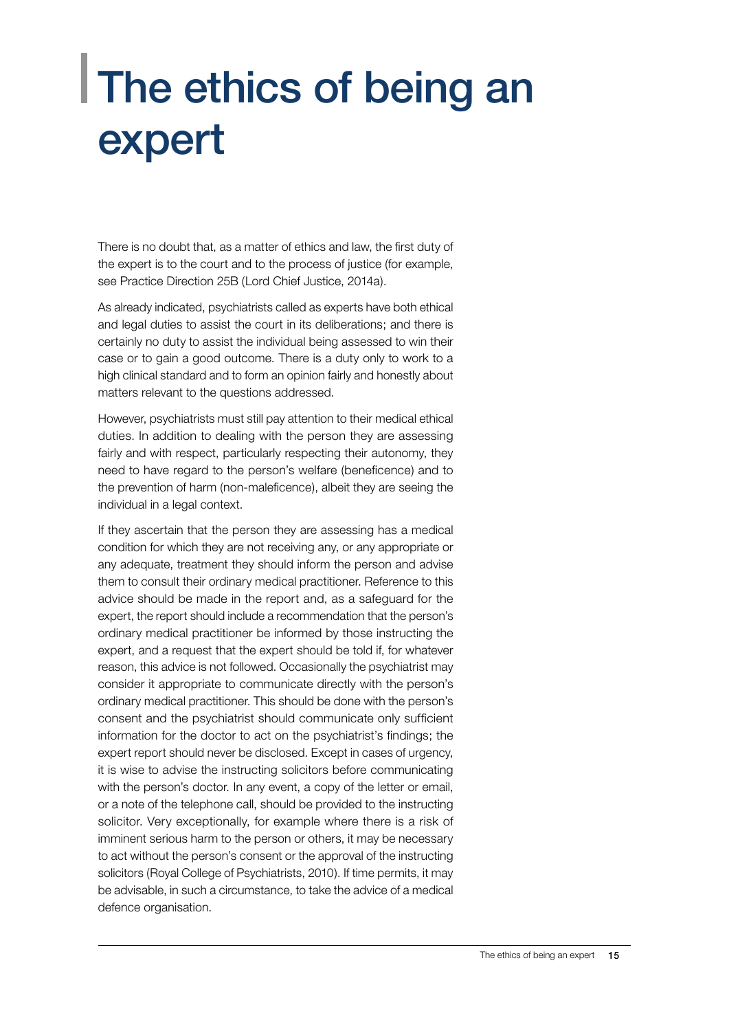# The ethics of being an expert

There is no doubt that, as a matter of ethics and law, the first duty of the expert is to the court and to the process of justice (for example, see Practice Direction 25B (Lord Chief Justice, 2014a).

As already indicated, psychiatrists called as experts have both ethical and legal duties to assist the court in its deliberations; and there is certainly no duty to assist the individual being assessed to win their case or to gain a good outcome. There is a duty only to work to a high clinical standard and to form an opinion fairly and honestly about matters relevant to the questions addressed.

However, psychiatrists must still pay attention to their medical ethical duties. In addition to dealing with the person they are assessing fairly and with respect, particularly respecting their autonomy, they need to have regard to the person's welfare (beneficence) and to the prevention of harm (non-maleficence), albeit they are seeing the individual in a legal context.

If they ascertain that the person they are assessing has a medical condition for which they are not receiving any, or any appropriate or any adequate, treatment they should inform the person and advise them to consult their ordinary medical practitioner. Reference to this advice should be made in the report and, as a safeguard for the expert, the report should include a recommendation that the person's ordinary medical practitioner be informed by those instructing the expert, and a request that the expert should be told if, for whatever reason, this advice is not followed. Occasionally the psychiatrist may consider it appropriate to communicate directly with the person's ordinary medical practitioner. This should be done with the person's consent and the psychiatrist should communicate only sufficient information for the doctor to act on the psychiatrist's findings; the expert report should never be disclosed. Except in cases of urgency, it is wise to advise the instructing solicitors before communicating with the person's doctor. In any event, a copy of the letter or email, or a note of the telephone call, should be provided to the instructing solicitor. Very exceptionally, for example where there is a risk of imminent serious harm to the person or others, it may be necessary to act without the person's consent or the approval of the instructing solicitors (Royal College of Psychiatrists, 2010). If time permits, it may be advisable, in such a circumstance, to take the advice of a medical defence organisation.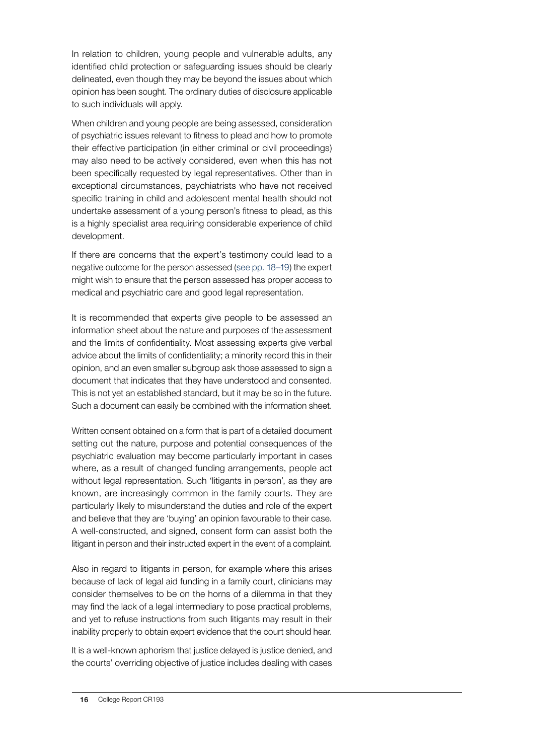In relation to children, young people and vulnerable adults, any identified child protection or safeguarding issues should be clearly delineated, even though they may be beyond the issues about which opinion has been sought. The ordinary duties of disclosure applicable to such individuals will apply.

When children and young people are being assessed, consideration of psychiatric issues relevant to fitness to plead and how to promote their effective participation (in either criminal or civil proceedings) may also need to be actively considered, even when this has not been specifically requested by legal representatives. Other than in exceptional circumstances, psychiatrists who have not received specific training in child and adolescent mental health should not undertake assessment of a young person's fitness to plead, as this is a highly specialist area requiring considerable experience of child development.

If there are concerns that the expert's testimony could lead to a negative outcome for the person assessed (see pp. 18–19) the expert might wish to ensure that the person assessed has proper access to medical and psychiatric care and good legal representation.

It is recommended that experts give people to be assessed an information sheet about the nature and purposes of the assessment and the limits of confidentiality. Most assessing experts give verbal advice about the limits of confidentiality; a minority record this in their opinion, and an even smaller subgroup ask those assessed to sign a document that indicates that they have understood and consented. This is not yet an established standard, but it may be so in the future. Such a document can easily be combined with the information sheet.

Written consent obtained on a form that is part of a detailed document setting out the nature, purpose and potential consequences of the psychiatric evaluation may become particularly important in cases where, as a result of changed funding arrangements, people act without legal representation. Such 'litigants in person', as they are known, are increasingly common in the family courts. They are particularly likely to misunderstand the duties and role of the expert and believe that they are 'buying' an opinion favourable to their case. A well-constructed, and signed, consent form can assist both the litigant in person and their instructed expert in the event of a complaint.

Also in regard to litigants in person, for example where this arises because of lack of legal aid funding in a family court, clinicians may consider themselves to be on the horns of a dilemma in that they may find the lack of a legal intermediary to pose practical problems, and yet to refuse instructions from such litigants may result in their inability properly to obtain expert evidence that the court should hear.

It is a well-known aphorism that justice delayed is justice denied, and the courts' overriding objective of justice includes dealing with cases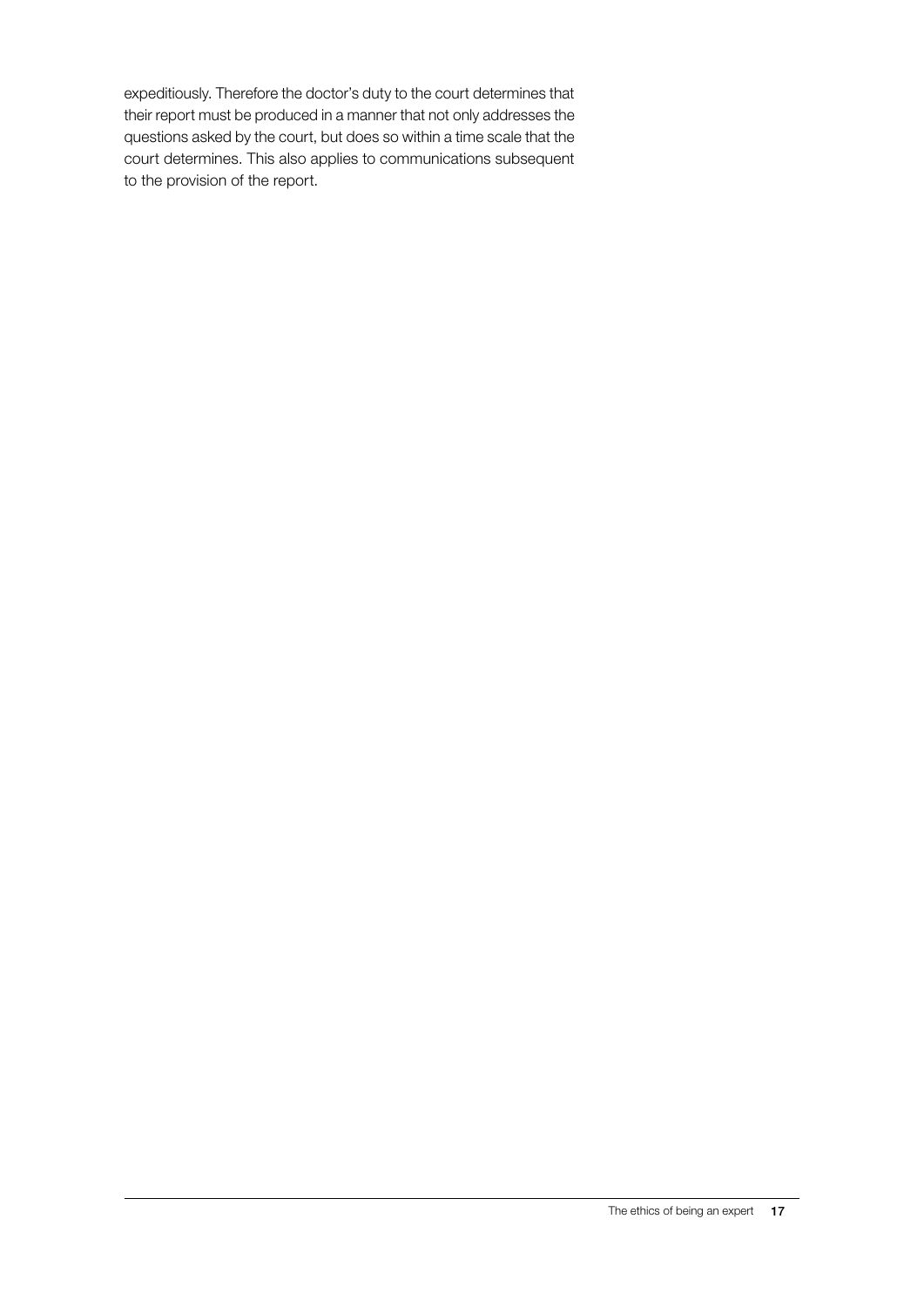expeditiously. Therefore the doctor's duty to the court determines that their report must be produced in a manner that not only addresses the questions asked by the court, but does so within a time scale that the court determines. This also applies to communications subsequent to the provision of the report.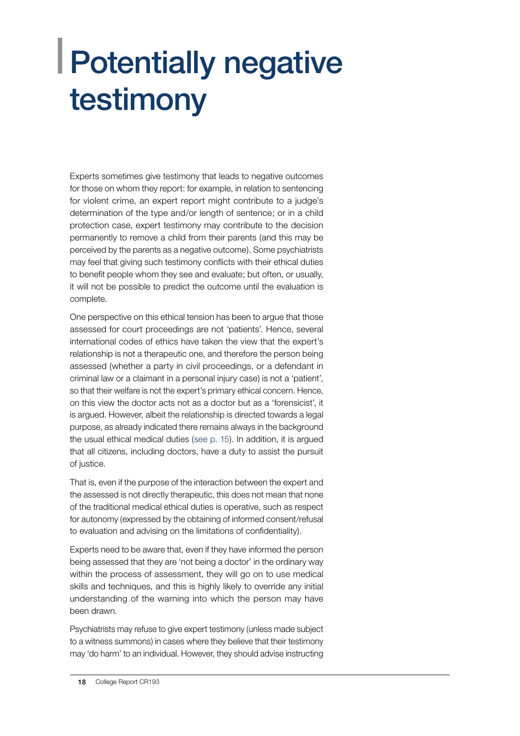# Potentially negative testimony

Experts sometimes give testimony that leads to negative outcomes for those on whom they report: for example, in relation to sentencing for violent crime, an expert report might contribute to a judge's determination of the type and/or length of sentence; or in a child protection case, expert testimony may contribute to the decision permanently to remove a child from their parents (and this may be perceived by the parents as a negative outcome). Some psychiatrists may feel that giving such testimony conflicts with their ethical duties to benefit people whom they see and evaluate; but often, or usually, it will not be possible to predict the outcome until the evaluation is complete.

One perspective on this ethical tension has been to argue that those assessed for court proceedings are not 'patients'. Hence, several international codes of ethics have taken the view that the expert's relationship is not a therapeutic one, and therefore the person being assessed (whether a party in civil proceedings, or a defendant in criminal law or a claimant in a personal injury case) is not a 'patient', so that their welfare is not the expert's primary ethical concern. Hence, on this view the doctor acts not as a doctor but as a 'forensicist', it is argued. However, albeit the relationship is directed towards a legal purpose, as already indicated there remains always in the background the usual ethical medical duties (see p. 15). In addition, it is argued that all citizens, including doctors, have a duty to assist the pursuit of justice.

That is, even if the purpose of the interaction between the expert and the assessed is not directly therapeutic, this does not mean that none of the traditional medical ethical duties is operative, such as respect for autonomy (expressed by the obtaining of informed consent/refusal to evaluation and advising on the limitations of confidentiality).

Experts need to be aware that, even if they have informed the person being assessed that they are 'not being a doctor' in the ordinary way within the process of assessment, they will go on to use medical skills and techniques, and this is highly likely to override any initial understanding of the warning into which the person may have been drawn.

Psychiatrists may refuse to give expert testimony (unless made subject to a witness summons) in cases where they believe that their testimony may 'do harm' to an individual. However, they should advise instructing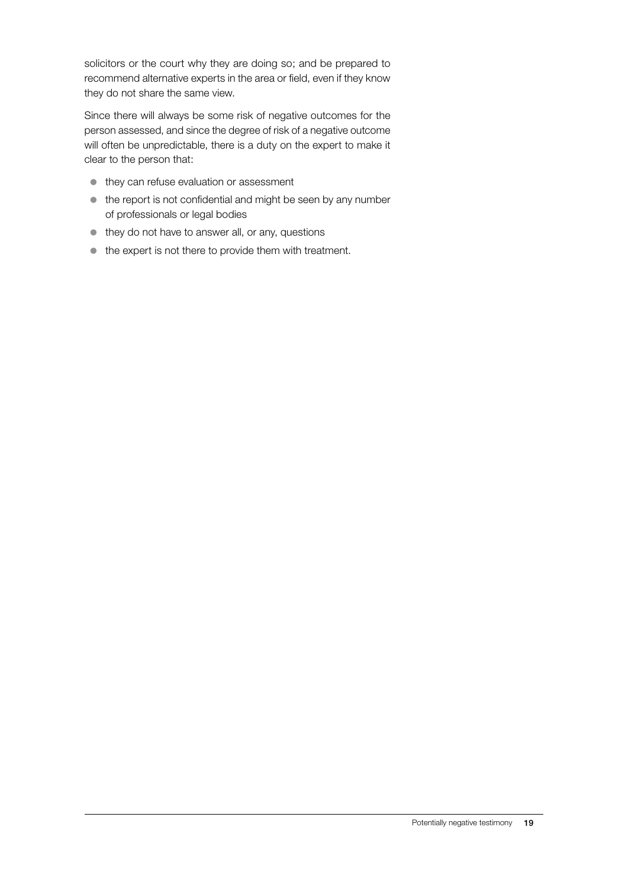solicitors or the court why they are doing so; and be prepared to recommend alternative experts in the area or field, even if they know they do not share the same view.

Since there will always be some risk of negative outcomes for the person assessed, and since the degree of risk of a negative outcome will often be unpredictable, there is a duty on the expert to make it clear to the person that:

- they can refuse evaluation or assessment
- the report is not confidential and might be seen by any number of professionals or legal bodies
- they do not have to answer all, or any, questions
- the expert is not there to provide them with treatment.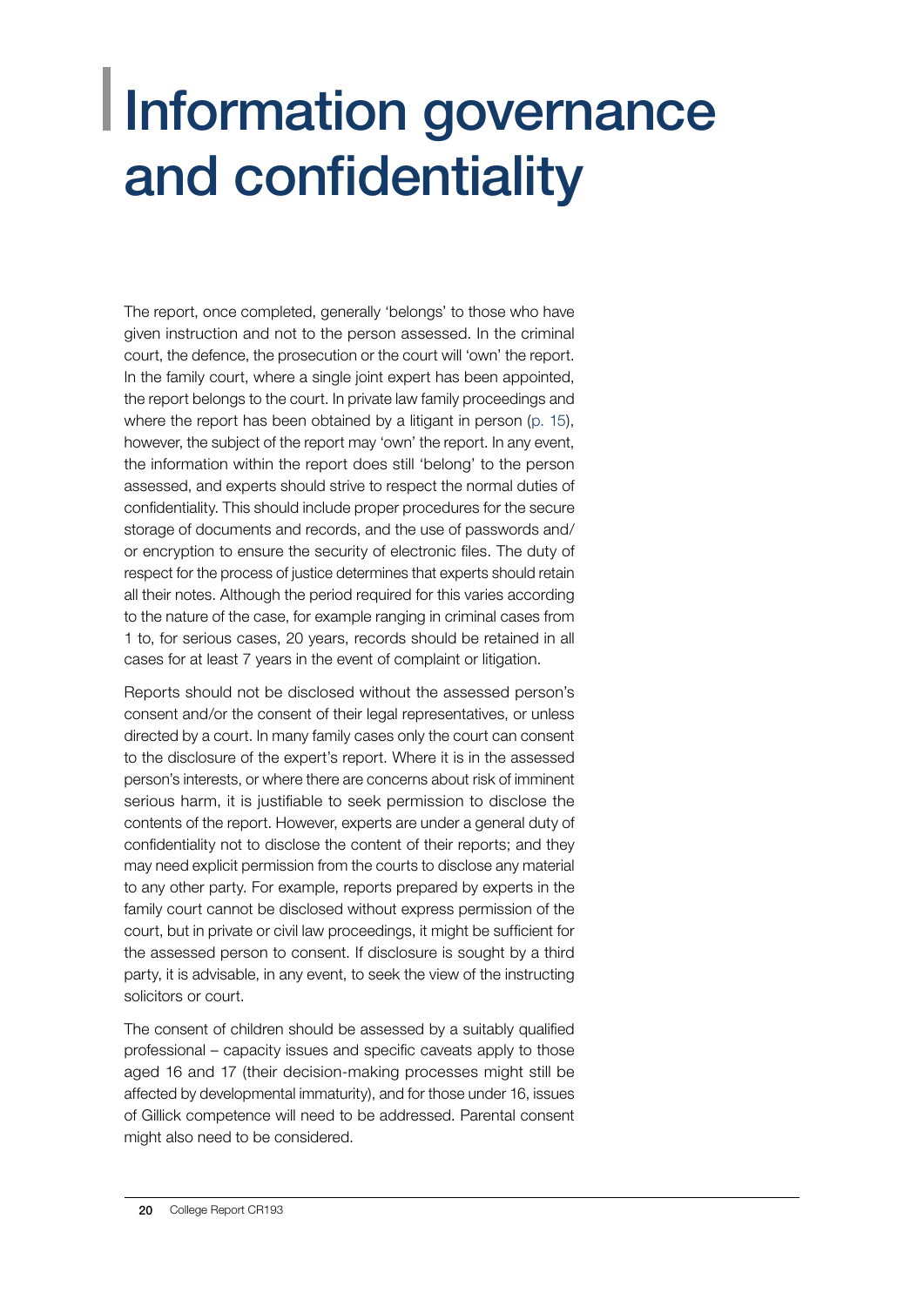# Information governance and confidentiality

The report, once completed, generally 'belongs' to those who have given instruction and not to the person assessed. In the criminal court, the defence, the prosecution or the court will 'own' the report. In the family court, where a single joint expert has been appointed, the report belongs to the court. In private law family proceedings and where the report has been obtained by a litigant in person (p. 15), however, the subject of the report may 'own' the report. In any event, the information within the report does still 'belong' to the person assessed, and experts should strive to respect the normal duties of confidentiality. This should include proper procedures for the secure storage of documents and records, and the use of passwords and/or encryption to ensure the security of electronic files. The duty of respect for the process of justice determines that experts should retain all their notes. Although the period required for this varies according to the nature of the case, for example ranging in criminal cases from 1 to, for serious cases, 20 years, records should be retained in all cases for at least 7 years in the event of complaint or litigation.

Reports should not be disclosed without the assessed person's consent and/or the consent of their legal representatives, or unless directed by a court. In many family cases only the court can consent to the disclosure of the expert's report. Where it is in the assessed person's interests, or where there are concerns about risk of imminent serious harm, it is justifiable to seek permission to disclose the contents of the report. However, experts are under a general duty of confidentiality not to disclose the content of their reports; and they may need explicit permission from the courts to disclose any material to any other party. For example, reports prepared by experts in the family court cannot be disclosed without express permission of the court, but in private or civil law proceedings, it might be sufficient for the assessed person to consent. If disclosure is sought by a third party, it is advisable, in any event, to seek the view of the instructing solicitors or court.

The consent of children should be assessed by a suitably qualified professional – capacity issues and specific caveats apply to those aged 16 and 17 (their decision-making processes might still be affected by developmental immaturity), and for those under 16, issues of Gillick competence will need to be addressed. Parental consent might also need to be considered.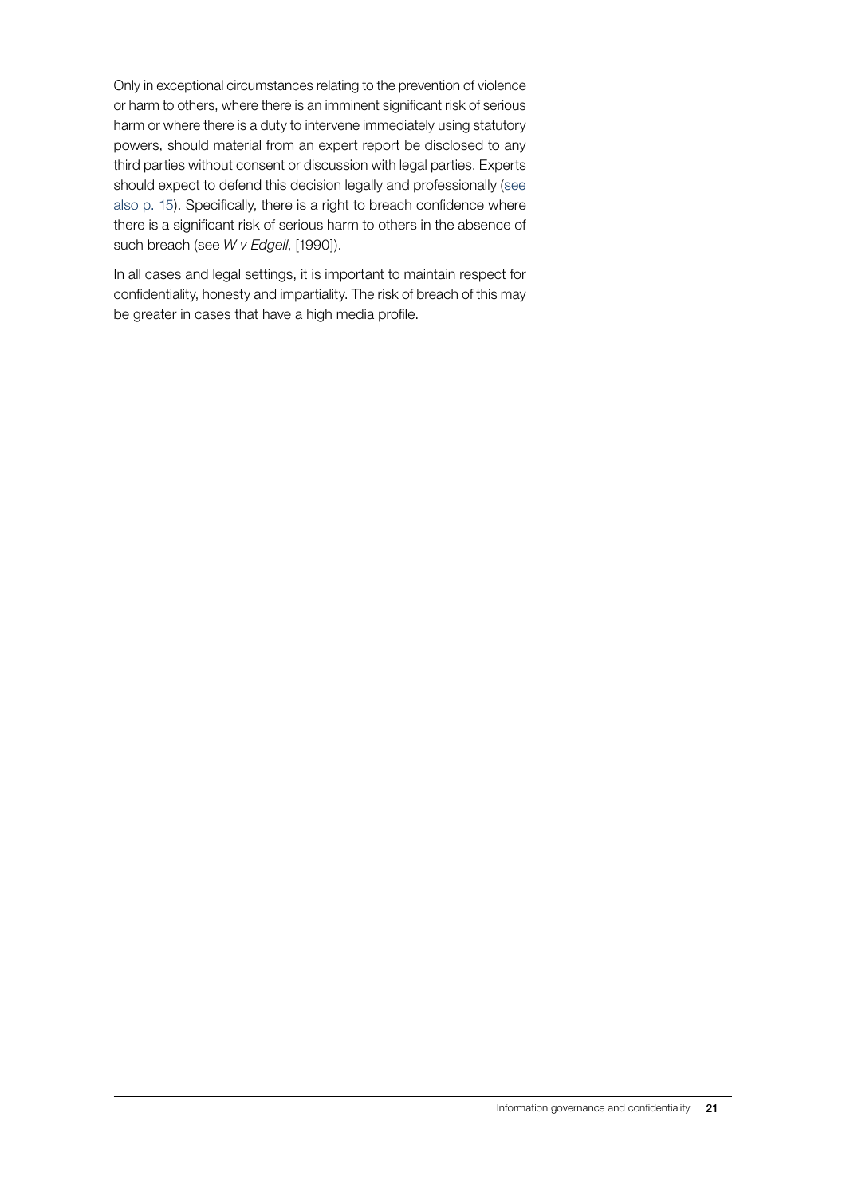Only in exceptional circumstances relating to the prevention of violence or harm to others, where there is an imminent significant risk of serious harm or where there is a duty to intervene immediately using statutory powers, should material from an expert report be disclosed to any third parties without consent or discussion with legal parties. Experts should expect to defend this decision legally and professionally (see also p. 15). Specifically, there is a right to breach confidence where there is a significant risk of serious harm to others in the absence of such breach (see *W v Edgell*, [1990]).

In all cases and legal settings, it is important to maintain respect for confidentiality, honesty and impartiality. The risk of breach of this may be greater in cases that have a high media profile.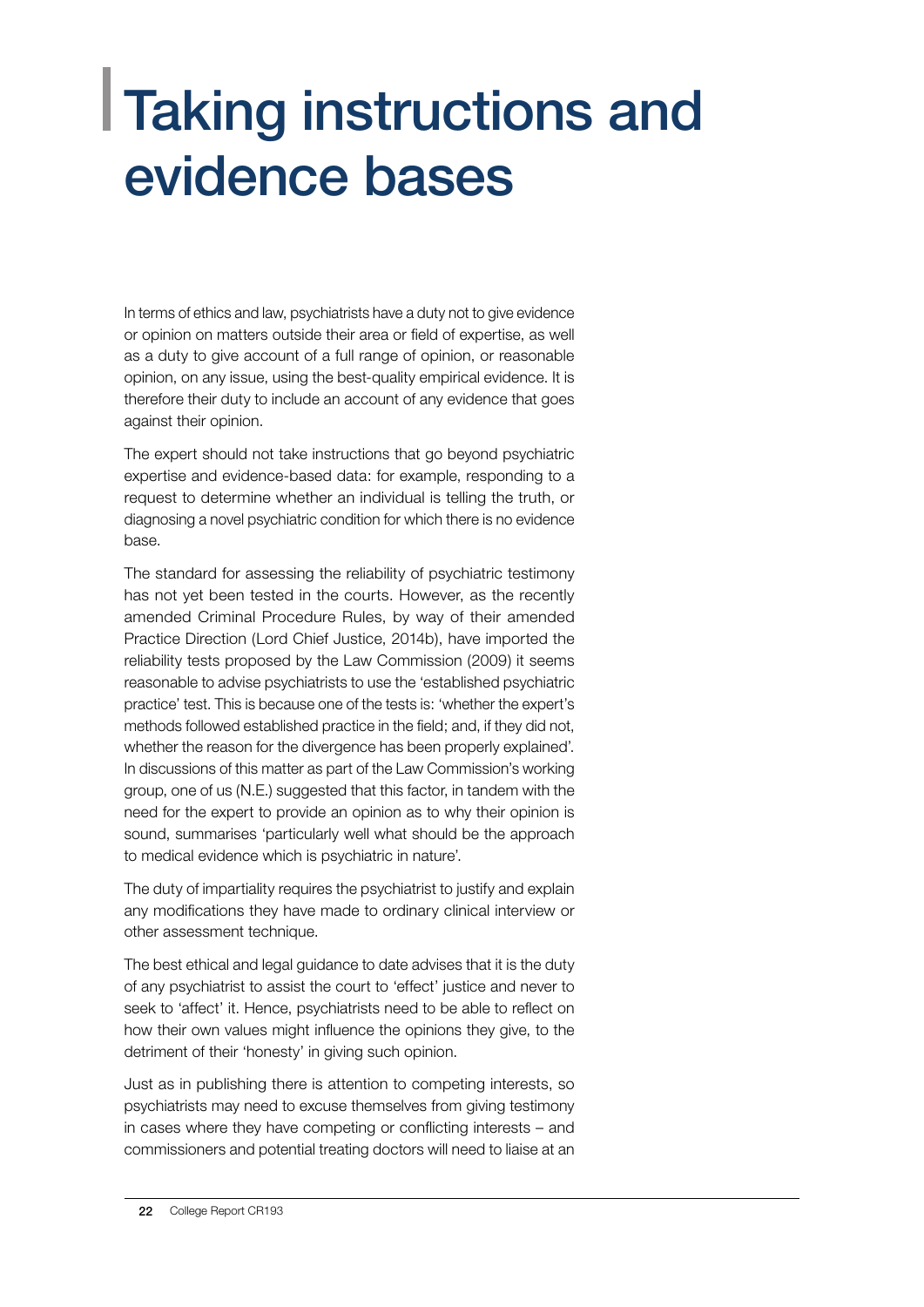# Taking instructions and evidence bases

In terms of ethics and law, psychiatrists have a duty not to give evidence or opinion on matters outside their area or field of expertise, as well as a duty to give account of a full range of opinion, or reasonable opinion, on any issue, using the best-quality empirical evidence. It is therefore their duty to include an account of any evidence that goes against their opinion.

The expert should not take instructions that go beyond psychiatric expertise and evidence-based data: for example, responding to a request to determine whether an individual is telling the truth, or diagnosing a novel psychiatric condition for which there is no evidence base.

The standard for assessing the reliability of psychiatric testimony has not yet been tested in the courts. However, as the recently amended Criminal Procedure Rules, by way of their amended Practice Direction (Lord Chief Justice, 2014b), have imported the reliability tests proposed by the Law Commission (2009) it seems reasonable to advise psychiatrists to use the 'established psychiatric practice' test. This is because one of the tests is: 'whether the expert's methods followed established practice in the field; and, if they did not, whether the reason for the divergence has been properly explained'. In discussions of this matter as part of the Law Commission's working group, one of us (N.E.) suggested that this factor, in tandem with the need for the expert to provide an opinion as to why their opinion is sound, summarises 'particularly well what should be the approach to medical evidence which is psychiatric in nature'.

The duty of impartiality requires the psychiatrist to justify and explain any modifications they have made to ordinary clinical interview or other assessment technique.

The best ethical and legal guidance to date advises that it is the duty of any psychiatrist to assist the court to 'effect' justice and never to seek to 'affect' it. Hence, psychiatrists need to be able to reflect on how their own values might influence the opinions they give, to the detriment of their 'honesty' in giving such opinion.

Just as in publishing there is attention to competing interests, so psychiatrists may need to excuse themselves from giving testimony in cases where they have competing or conflicting interests – and commissioners and potential treating doctors will need to liaise at an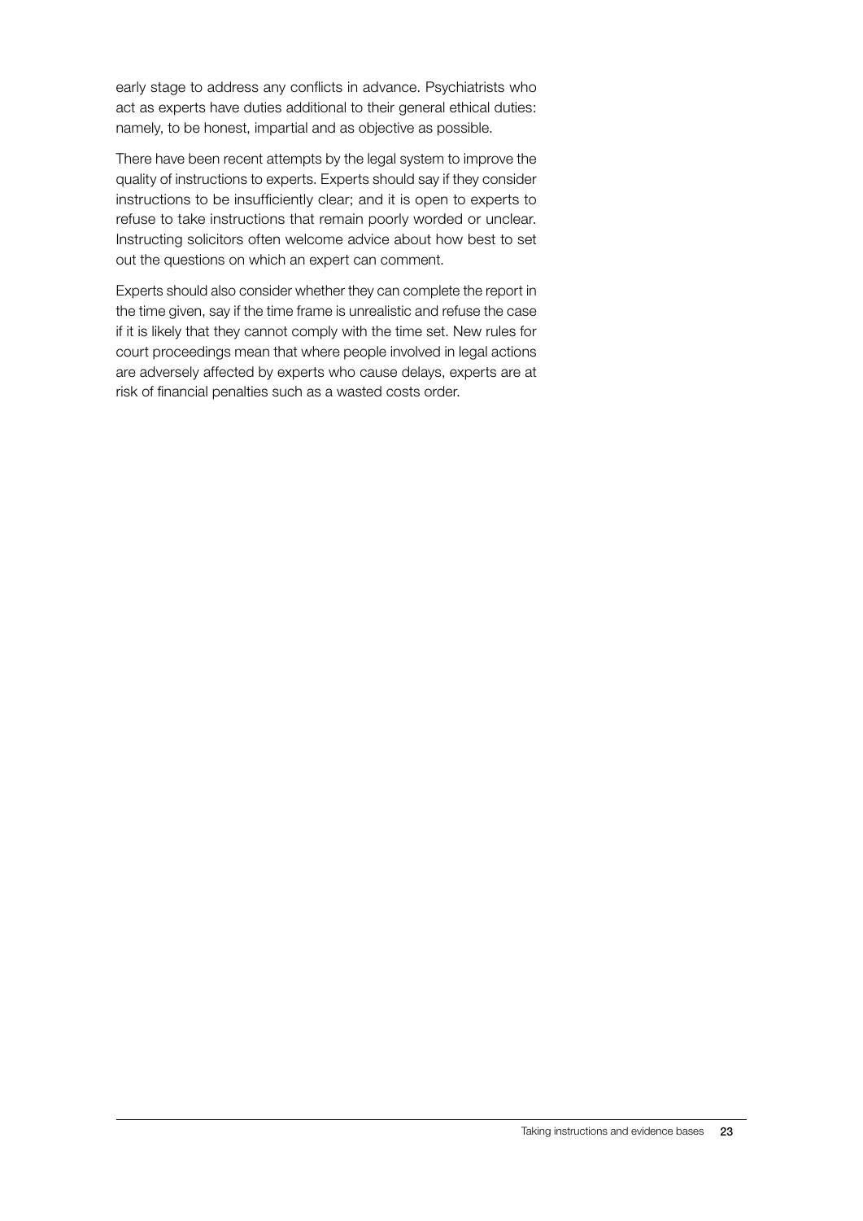early stage to address any conflicts in advance. Psychiatrists who act as experts have duties additional to their general ethical duties: namely, to be honest, impartial and as objective as possible.

There have been recent attempts by the legal system to improve the quality of instructions to experts. Experts should say if they consider instructions to be insufficiently clear; and it is open to experts to refuse to take instructions that remain poorly worded or unclear. Instructing solicitors often welcome advice about how best to set out the questions on which an expert can comment.

Experts should also consider whether they can complete the report in the time given, say if the time frame is unrealistic and refuse the case if it is likely that they cannot comply with the time set. New rules for court proceedings mean that where people involved in legal actions are adversely affected by experts who cause delays, experts are at risk of financial penalties such as a wasted costs order.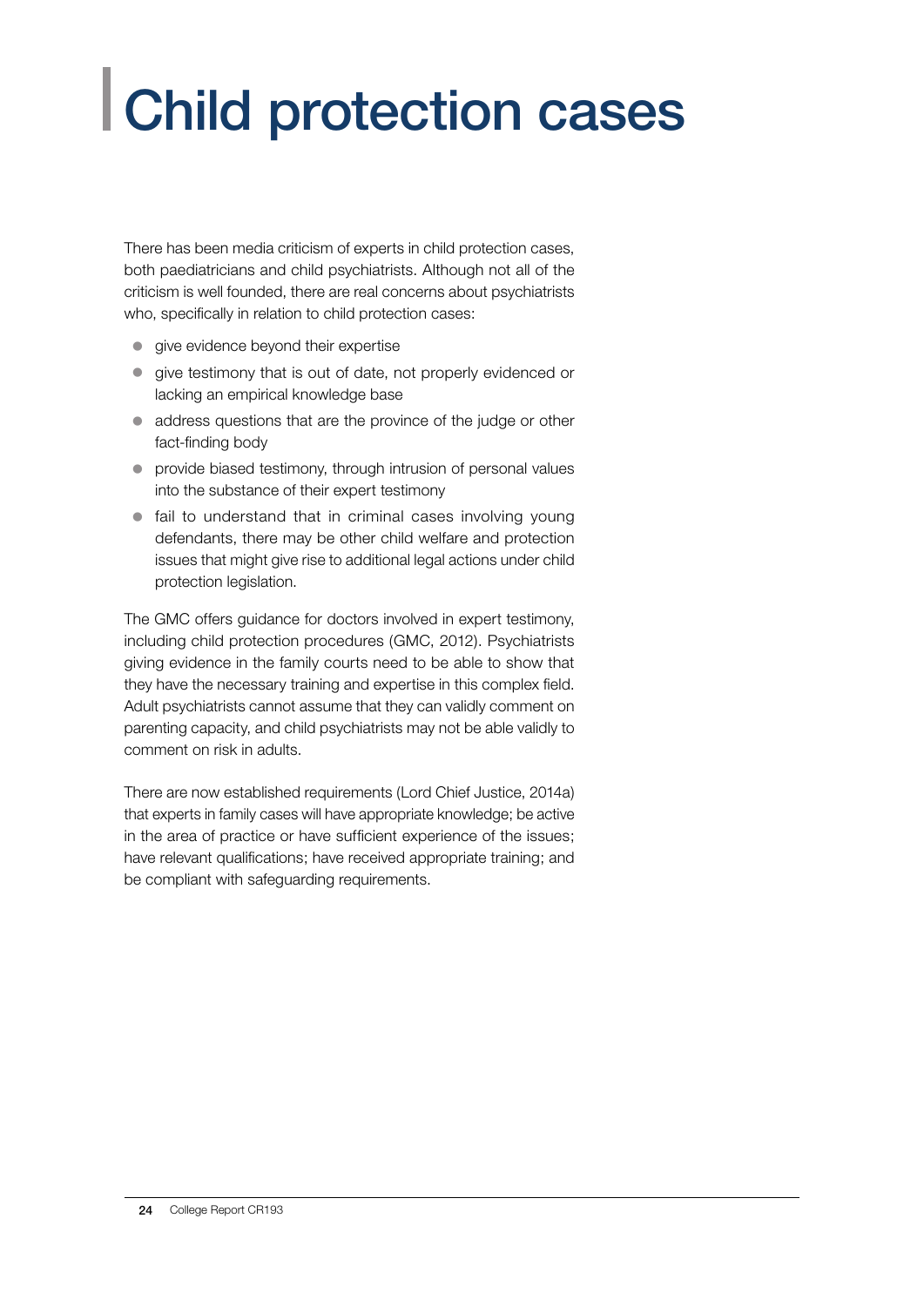# Child protection cases

There has been media criticism of experts in child protection cases, both paediatricians and child psychiatrists. Although not all of the criticism is well founded, there are real concerns about psychiatrists who, specifically in relation to child protection cases:

- give evidence beyond their expertise
- give testimony that is out of date, not properly evidenced or lacking an empirical knowledge base
- address questions that are the province of the judge or other fact-finding body
- provide biased testimony, through intrusion of personal values into the substance of their expert testimony
- fail to understand that in criminal cases involving young defendants, there may be other child welfare and protection issues that might give rise to additional legal actions under child protection legislation.

The GMC offers guidance for doctors involved in expert testimony, including child protection procedures (GMC, 2012). Psychiatrists giving evidence in the family courts need to be able to show that they have the necessary training and expertise in this complex field. Adult psychiatrists cannot assume that they can validly comment on parenting capacity, and child psychiatrists may not be able validly to comment on risk in adults.

There are now established requirements (Lord Chief Justice, 2014a) that experts in family cases will have appropriate knowledge; be active in the area of practice or have sufficient experience of the issues; have relevant qualifications; have received appropriate training; and be compliant with safeguarding requirements.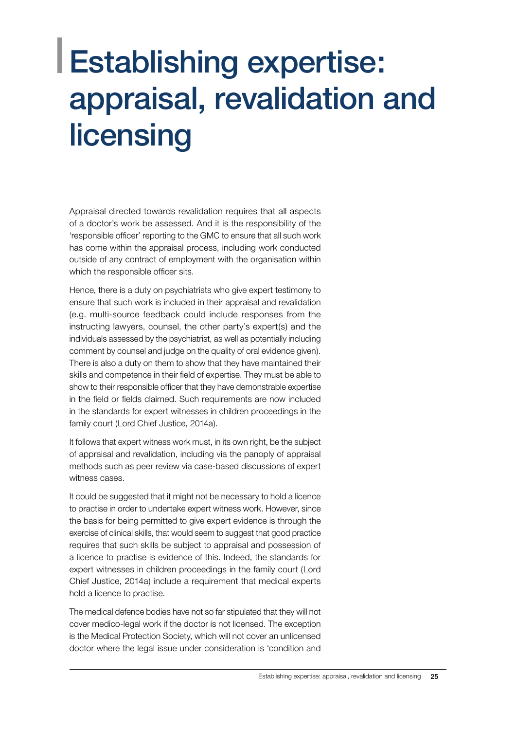# Establishing expertise: appraisal, revalidation and licensing

Appraisal directed towards revalidation requires that all aspects of a doctor's work be assessed. And it is the responsibility of the 'responsible officer' reporting to the GMC to ensure that all such work has come within the appraisal process, including work conducted outside of any contract of employment with the organisation within which the responsible officer sits.

Hence, there is a duty on psychiatrists who give expert testimony to ensure that such work is included in their appraisal and revalidation (e.g. multi-source feedback could include responses from the instructing lawyers, counsel, the other party's expert(s) and the individuals assessed by the psychiatrist, as well as potentially including comment by counsel and judge on the quality of oral evidence given). There is also a duty on them to show that they have maintained their skills and competence in their field of expertise. They must be able to show to their responsible officer that they have demonstrable expertise in the field or fields claimed. Such requirements are now included in the standards for expert witnesses in children proceedings in the family court (Lord Chief Justice, 2014a).

It follows that expert witness work must, in its own right, be the subject of appraisal and revalidation, including via the panoply of appraisal methods such as peer review via case-based discussions of expert witness cases.

It could be suggested that it might not be necessary to hold a licence to practise in order to undertake expert witness work. However, since the basis for being permitted to give expert evidence is through the exercise of clinical skills, that would seem to suggest that good practice requires that such skills be subject to appraisal and possession of a licence to practise is evidence of this. Indeed, the standards for expert witnesses in children proceedings in the family court (Lord Chief Justice, 2014a) include a requirement that medical experts hold a licence to practise.

The medical defence bodies have not so far stipulated that they will not cover medico-legal work if the doctor is not licensed. The exception is the Medical Protection Society, which will not cover an unlicensed doctor where the legal issue under consideration is 'condition and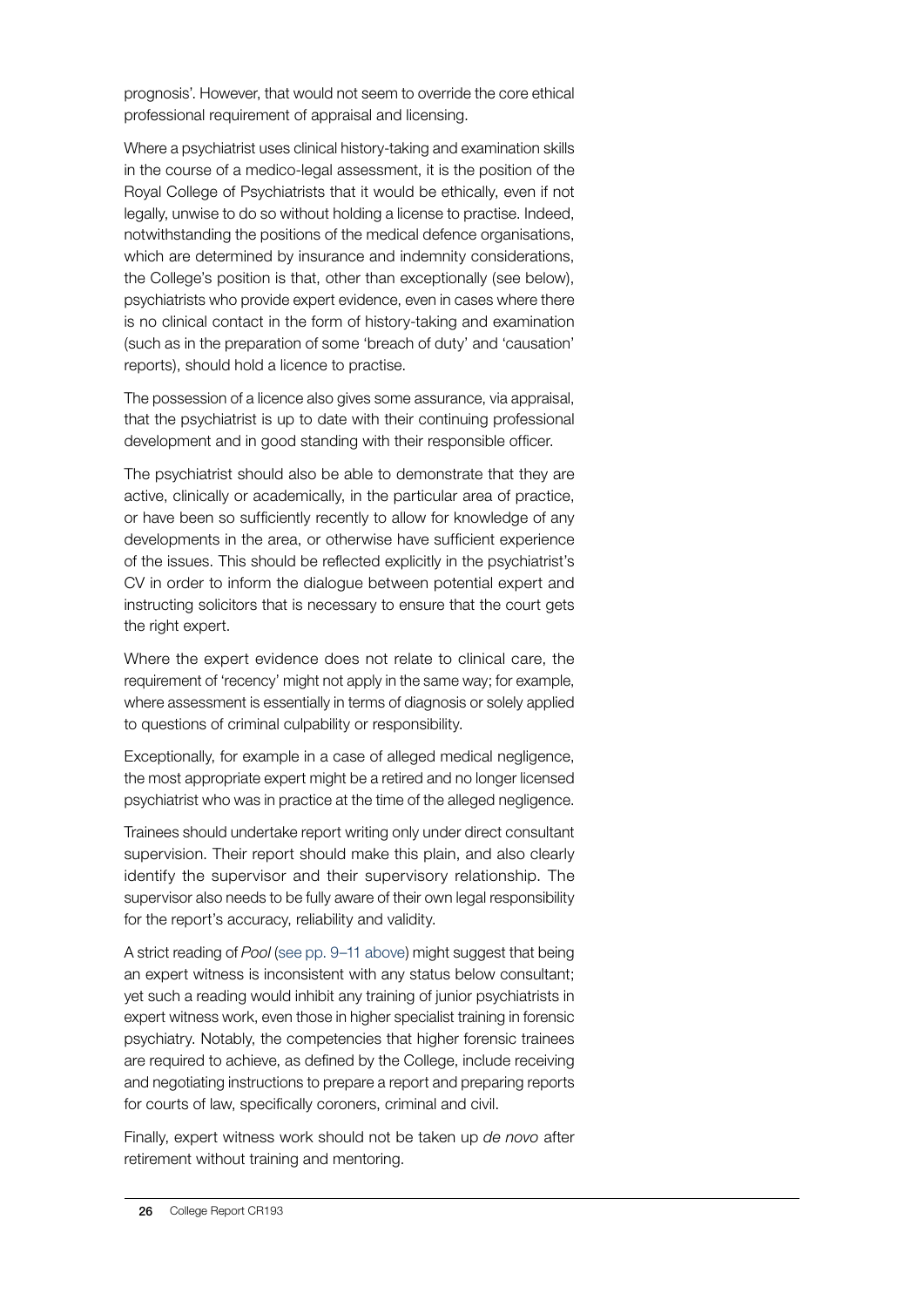prognosis'. However, that would not seem to override the core ethical professional requirement of appraisal and licensing.

Where a psychiatrist uses clinical history-taking and examination skills in the course of a medico-legal assessment, it is the position of the Royal College of Psychiatrists that it would be ethically, even if not legally, unwise to do so without holding a license to practise. Indeed, notwithstanding the positions of the medical defence organisations, which are determined by insurance and indemnity considerations, the College's position is that, other than exceptionally (see below), psychiatrists who provide expert evidence, even in cases where there is no clinical contact in the form of history-taking and examination (such as in the preparation of some 'breach of duty' and 'causation' reports), should hold a licence to practise.

The possession of a licence also gives some assurance, via appraisal, that the psychiatrist is up to date with their continuing professional development and in good standing with their responsible officer.

The psychiatrist should also be able to demonstrate that they are active, clinically or academically, in the particular area of practice, or have been so sufficiently recently to allow for knowledge of any developments in the area, or otherwise have sufficient experience of the issues. This should be reflected explicitly in the psychiatrist's CV in order to inform the dialogue between potential expert and instructing solicitors that is necessary to ensure that the court gets the right expert.

Where the expert evidence does not relate to clinical care, the requirement of 'recency' might not apply in the same way; for example, where assessment is essentially in terms of diagnosis or solely applied to questions of criminal culpability or responsibility.

Exceptionally, for example in a case of alleged medical negligence, the most appropriate expert might be a retired and no longer licensed psychiatrist who was in practice at the time of the alleged negligence.

Trainees should undertake report writing only under direct consultant supervision. Their report should make this plain, and also clearly identify the supervisor and their supervisory relationship. The supervisor also needs to be fully aware of their own legal responsibility for the report's accuracy, reliability and validity.

A strict reading of *Pool* (see pp. 9–11 above) might suggest that being an expert witness is inconsistent with any status below consultant; yet such a reading would inhibit any training of junior psychiatrists in expert witness work, even those in higher specialist training in forensic psychiatry. Notably, the competencies that higher forensic trainees are required to achieve, as defined by the College, include receiving and negotiating instructions to prepare a report and preparing reports for courts of law, specifically coroners, criminal and civil.

Finally, expert witness work should not be taken up *de novo* after retirement without training and mentoring.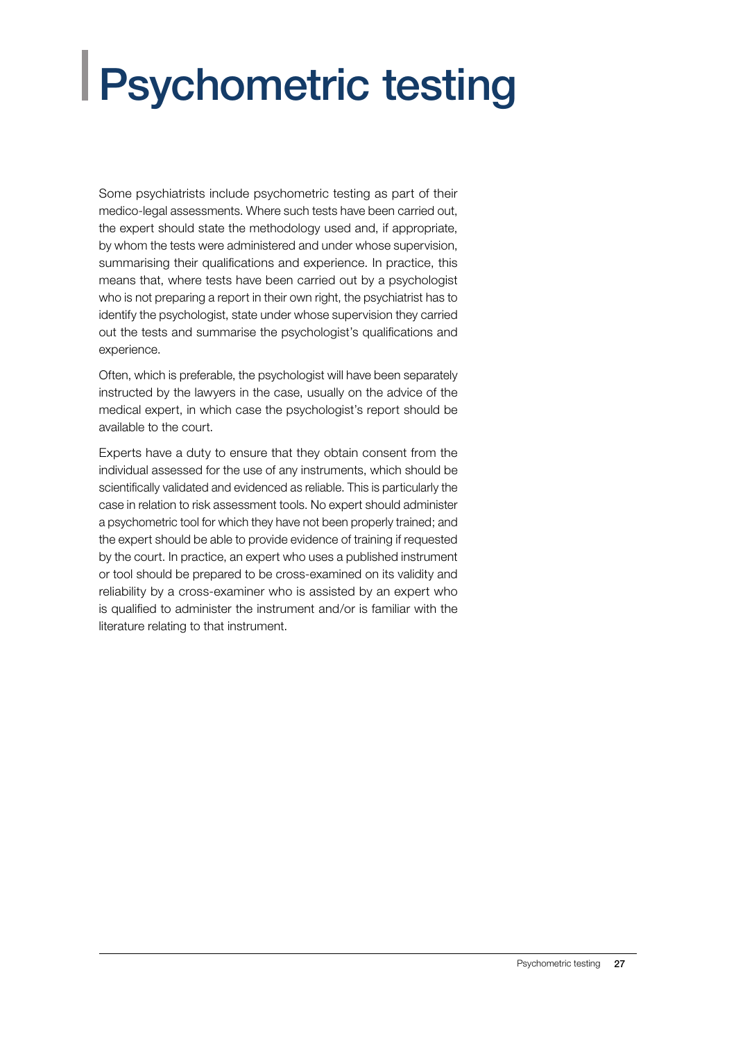# Psychometric testing

Some psychiatrists include psychometric testing as part of their medico-legal assessments. Where such tests have been carried out, the expert should state the methodology used and, if appropriate, by whom the tests were administered and under whose supervision, summarising their qualifications and experience. In practice, this means that, where tests have been carried out by a psychologist who is not preparing a report in their own right, the psychiatrist has to identify the psychologist, state under whose supervision they carried out the tests and summarise the psychologist's qualifications and experience.

Often, which is preferable, the psychologist will have been separately instructed by the lawyers in the case, usually on the advice of the medical expert, in which case the psychologist's report should be available to the court.

Experts have a duty to ensure that they obtain consent from the individual assessed for the use of any instruments, which should be scientifically validated and evidenced as reliable. This is particularly the case in relation to risk assessment tools. No expert should administer a psychometric tool for which they have not been properly trained; and the expert should be able to provide evidence of training if requested by the court. In practice, an expert who uses a published instrument or tool should be prepared to be cross-examined on its validity and reliability by a cross-examiner who is assisted by an expert who is qualified to administer the instrument and/or is familiar with the literature relating to that instrument.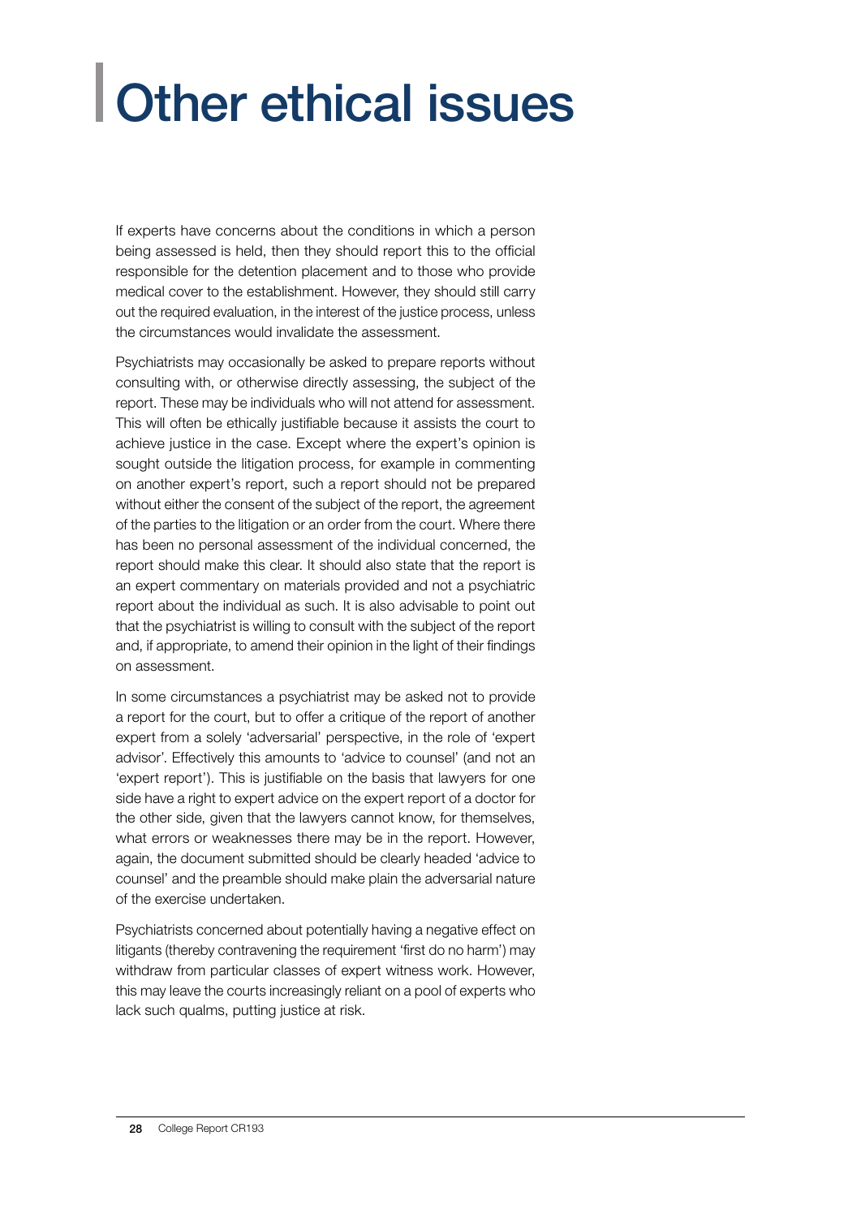# Other ethical issues

If experts have concerns about the conditions in which a person being assessed is held, then they should report this to the official responsible for the detention placement and to those who provide medical cover to the establishment. However, they should still carry out the required evaluation, in the interest of the justice process, unless the circumstances would invalidate the assessment.

Psychiatrists may occasionally be asked to prepare reports without consulting with, or otherwise directly assessing, the subject of the report. These may be individuals who will not attend for assessment. This will often be ethically justifiable because it assists the court to achieve justice in the case. Except where the expert's opinion is sought outside the litigation process, for example in commenting on another expert's report, such a report should not be prepared without either the consent of the subject of the report, the agreement of the parties to the litigation or an order from the court. Where there has been no personal assessment of the individual concerned, the report should make this clear. It should also state that the report is an expert commentary on materials provided and not a psychiatric report about the individual as such. It is also advisable to point out that the psychiatrist is willing to consult with the subject of the report and, if appropriate, to amend their opinion in the light of their findings on assessment.

In some circumstances a psychiatrist may be asked not to provide a report for the court, but to offer a critique of the report of another expert from a solely 'adversarial' perspective, in the role of 'expert advisor'. Effectively this amounts to 'advice to counsel' (and not an 'expert report'). This is justifiable on the basis that lawyers for one side have a right to expert advice on the expert report of a doctor for the other side, given that the lawyers cannot know, for themselves, what errors or weaknesses there may be in the report. However, again, the document submitted should be clearly headed 'advice to counsel' and the preamble should make plain the adversarial nature of the exercise undertaken.

Psychiatrists concerned about potentially having a negative effect on litigants (thereby contravening the requirement 'first do no harm') may withdraw from particular classes of expert witness work. However, this may leave the courts increasingly reliant on a pool of experts who lack such qualms, putting justice at risk.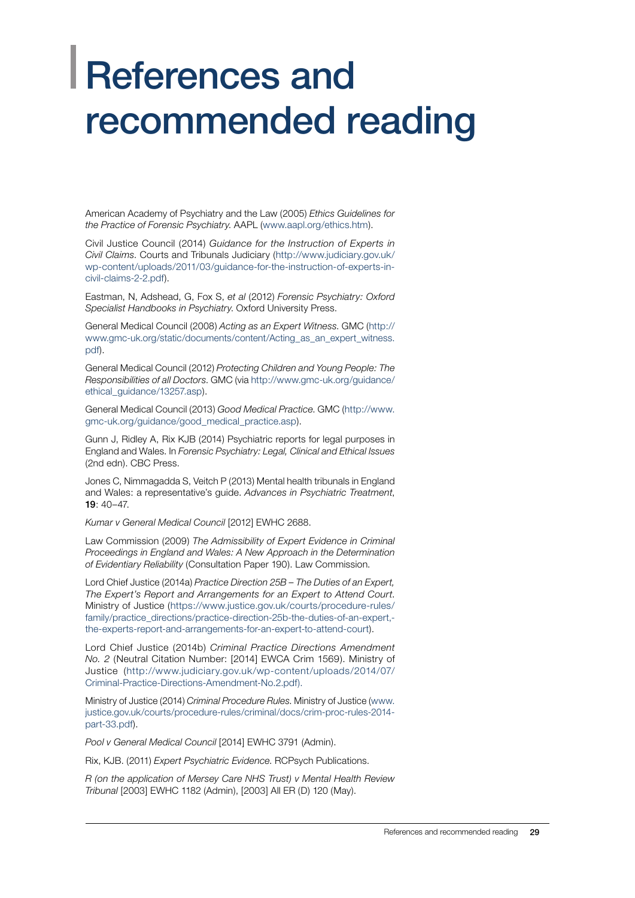# References and recommended reading

American Academy of Psychiatry and the Law (2005) *Ethics Guidelines for the Practice of Forensic Psychiatry*. AAPL (www.aapl.org/ethics.htm).

Civil Justice Council (2014) *Guidance for the Instruction of Experts in Civil Claims*. Courts and Tribunals Judiciary (http://www.judiciary.gov.uk/wp-content/uploads/2011/03/guidance-for-the-instruction-of-experts-in-civil-claims-2-2.pdf).

Eastman, N, Adshead, G, Fox S, *et al* (2012) *Forensic Psychiatry: Oxford Specialist Handbooks in Psychiatry*. Oxford University Press.

General Medical Council (2008) *Acting as an Expert Witness*. GMC (http://www.gmc-uk.org/static/documents/content/Acting_as_an_expert_witness.pdf).

General Medical Council (2012) *Protecting Children and Young People: The Responsibilities of all Doctors*. GMC (via http://www.gmc-uk.org/guidance/ethical_guidance/13257.asp).

General Medical Council (2013) *Good Medical Practice*. GMC (http://www.gmc-uk.org/guidance/good_medical_practice.asp).

Gunn J, Ridley A, Rix KJB (2014) Psychiatric reports for legal purposes in England and Wales. In *Forensic Psychiatry: Legal, Clinical and Ethical Issues* (2nd edn). CBC Press.

Jones C, Nimmagadda S, Veitch P (2013) Mental health tribunals in England and Wales: a representative's guide. *Advances in Psychiatric Treatment*, **19**: 40–47.

*Kumar v General Medical Council* [2012] EWHC 2688.

Law Commission (2009) *The Admissibility of Expert Evidence in Criminal Proceedings in England and Wales: A New Approach in the Determination of Evidentiary Reliability* (Consultation Paper 190). Law Commission.

Lord Chief Justice (2014a) *Practice Direction 25B – The Duties of an Expert, The Expert's Report and Arrangements for an Expert to Attend Court*. Ministry of Justice (https://www.justice.gov.uk/courts/procedure-rules/family/practice_directions/practice-direction-25b-the-duties-of-an-expert,-the-experts-report-and-arrangements-for-an-expert-to-attend-court).

Lord Chief Justice (2014b) *Criminal Practice Directions Amendment No. 2* (Neutral Citation Number: [2014] EWCA Crim 1569). Ministry of Justice (http://www.judiciary.gov.uk/wp-content/uploads/2014/07/Criminal-Practice-Directions-Amendment-No.2.pdf).

Ministry of Justice (2014) *Criminal Procedure Rules*. Ministry of Justice (www.justice.gov.uk/courts/procedure-rules/criminal/docs/crim-proc-rules-2014-part-33.pdf).

*Pool v General Medical Council* [2014] EWHC 3791 (Admin).

Rix, KJB. (2011) *Expert Psychiatric Evidence*. RCPsych Publications.

*R (on the application of Mersey Care NHS Trust) v Mental Health Review Tribunal* [2003] EWHC 1182 (Admin), [2003] All ER (D) 120 (May).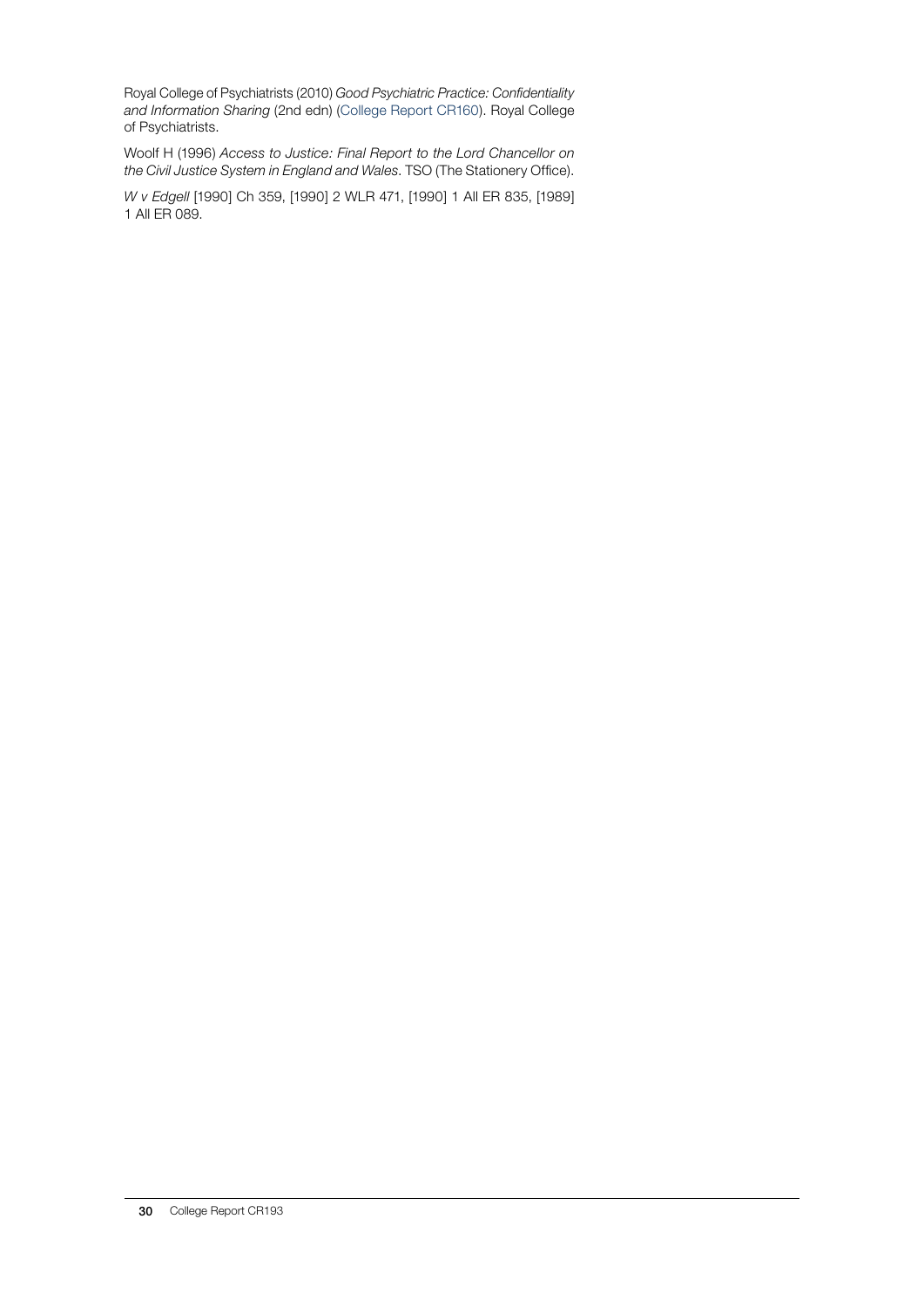Royal College of Psychiatrists (2010) *Good Psychiatric Practice: Confidentiality and Information Sharing* (2nd edn) (College Report CR160). Royal College of Psychiatrists.

Woolf H (1996) *Access to Justice: Final Report to the Lord Chancellor on the Civil Justice System in England and Wales*. TSO (The Stationery Office).

*W v Edgell* [1990] Ch 359, [1990] 2 WLR 471, [1990] 1 All ER 835, [1989] 1 All ER 089.